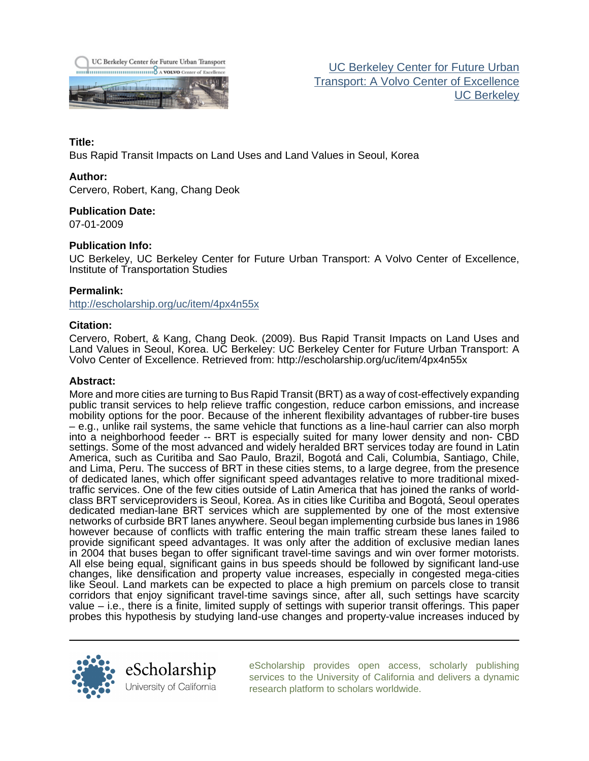UC Berkeley Center for Future Urban Transport: A Volvo Center of Excellence
UC Berkeley

**Title:**
Bus Rapid Transit Impacts on Land Uses and Land Values in Seoul, Korea

**Author:**
Cervero, Robert, Kang, Chang Deok

**Publication Date:**
07-01-2009

**Publication Info:**
UC Berkeley, UC Berkeley Center for Future Urban Transport: A Volvo Center of Excellence, Institute of Transportation Studies

**Permalink:**
http://escholarship.org/uc/item/4px4n55x

**Citation:**
Cervero, Robert, & Kang, Chang Deok. (2009). Bus Rapid Transit Impacts on Land Uses and Land Values in Seoul, Korea. UC Berkeley: UC Berkeley Center for Future Urban Transport: A Volvo Center of Excellence. Retrieved from: http://escholarship.org/uc/item/4px4n55x

**Abstract:**
More and more cities are turning to Bus Rapid Transit (BRT) as a way of cost-effectively expanding public transit services to help relieve traffic congestion, reduce carbon emissions, and increase mobility options for the poor. Because of the inherent flexibility advantages of rubber-tire buses – e.g., unlike rail systems, the same vehicle that functions as a line-haul carrier can also morph into a neighborhood feeder -- BRT is especially suited for many lower density and non- CBD settings. Some of the most advanced and widely heralded BRT services today are found in Latin America, such as Curitiba and Sao Paulo, Brazil, Bogotá and Cali, Columbia, Santiago, Chile, and Lima, Peru. The success of BRT in these cities stems, to a large degree, from the presence of dedicated lanes, which offer significant speed advantages relative to more traditional mixed-traffic services. One of the few cities outside of Latin America that has joined the ranks of world-class BRT serviceproviders is Seoul, Korea. As in cities like Curitiba and Bogotá, Seoul operates dedicated median-lane BRT services which are supplemented by one of the most extensive networks of curbside BRT lanes anywhere. Seoul began implementing curbside bus lanes in 1986 however because of conflicts with traffic entering the main traffic stream these lanes failed to provide significant speed advantages. It was only after the addition of exclusive median lanes in 2004 that buses began to offer significant travel-time savings and win over former motorists. All else being equal, significant gains in bus speeds should be followed by significant land-use changes, like densification and property value increases, especially in congested mega-cities like Seoul. Land markets can be expected to place a high premium on parcels close to transit corridors that enjoy significant travel-time savings since, after all, such settings have scarcity value – i.e., there is a finite, limited supply of settings with superior transit offerings. This paper probes this hypothesis by studying land-use changes and property-value increases induced by

eScholarship
University of California

eScholarship provides open access, scholarly publishing services to the University of California and delivers a dynamic research platform to scholars worldwide.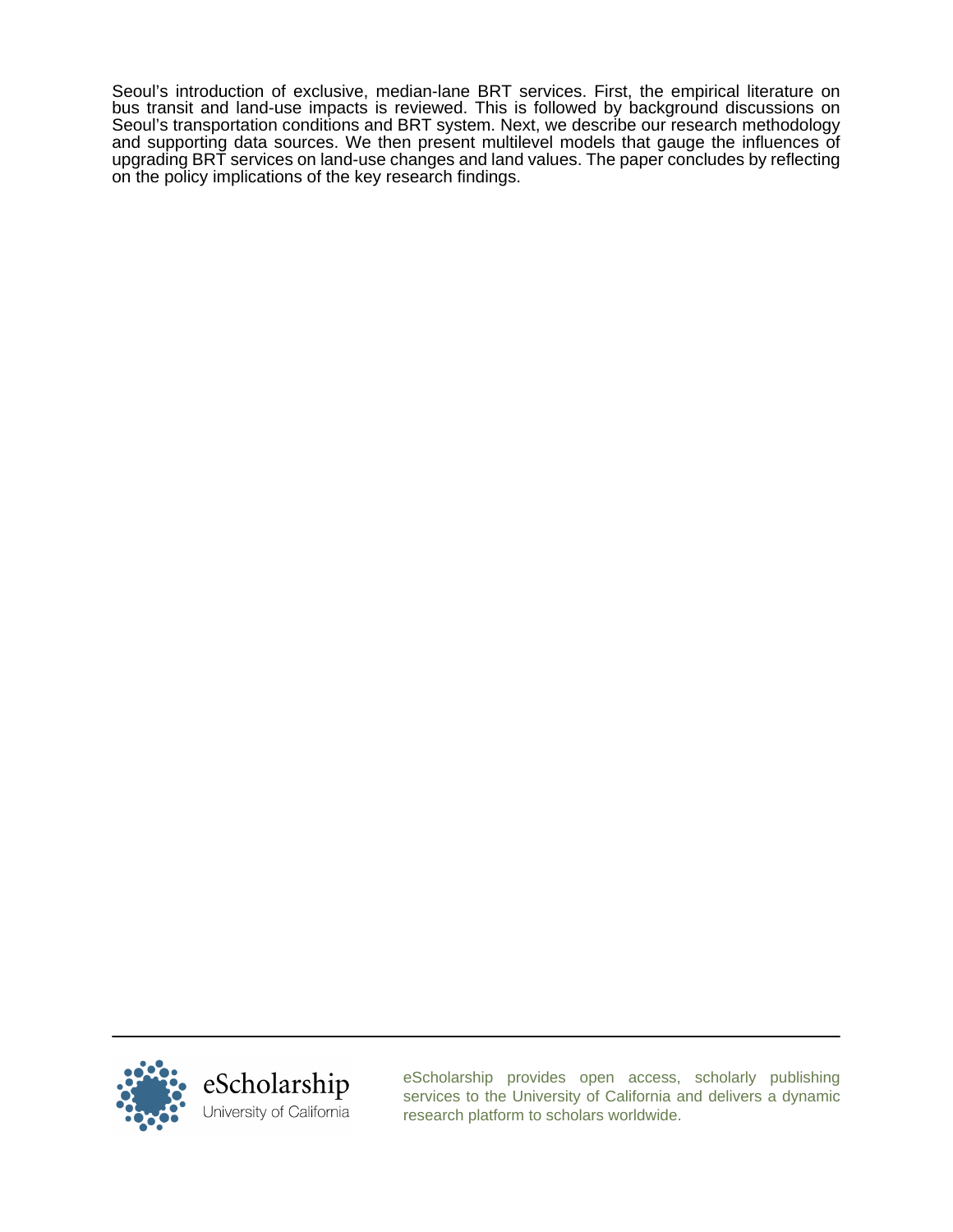Seoul's introduction of exclusive, median-lane BRT services. First, the empirical literature on bus transit and land-use impacts is reviewed. This is followed by background discussions on Seoul's transportation conditions and BRT system. Next, we describe our research methodology and supporting data sources. We then present multilevel models that gauge the influences of upgrading BRT services on land-use changes and land values. The paper concludes by reflecting on the policy implications of the key research findings.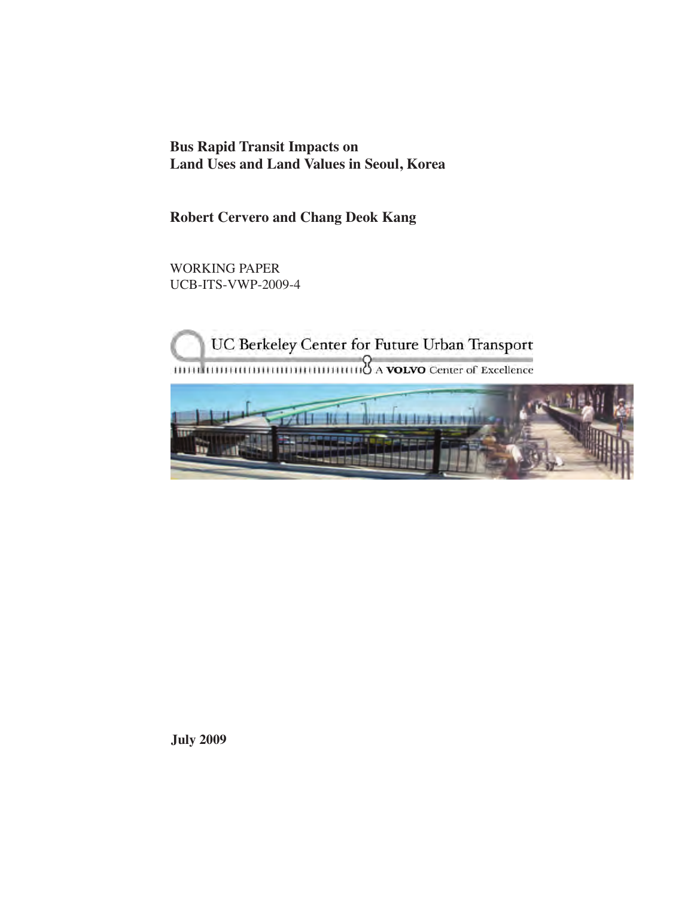**Bus Rapid Transit Impacts on Land Uses and Land Values in Seoul, Korea**

**Robert Cervero and Chang Deok Kang**

WORKING PAPER
UCB-ITS-VWP-2009-4

UC Berkeley Center for Future Urban Transport
A VOLVO Center of Excellence

**July 2009**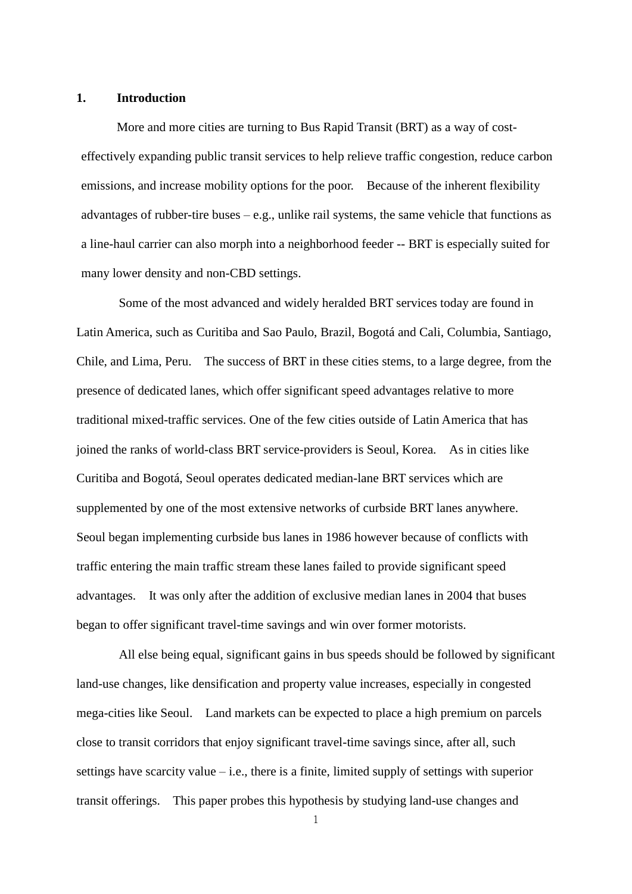## 1. Introduction

More and more cities are turning to Bus Rapid Transit (BRT) as a way of cost-effectively expanding public transit services to help relieve traffic congestion, reduce carbon emissions, and increase mobility options for the poor. Because of the inherent flexibility advantages of rubber-tire buses – e.g., unlike rail systems, the same vehicle that functions as a line-haul carrier can also morph into a neighborhood feeder -- BRT is especially suited for many lower density and non-CBD settings.

Some of the most advanced and widely heralded BRT services today are found in Latin America, such as Curitiba and Sao Paulo, Brazil, Bogotá and Cali, Columbia, Santiago, Chile, and Lima, Peru. The success of BRT in these cities stems, to a large degree, from the presence of dedicated lanes, which offer significant speed advantages relative to more traditional mixed-traffic services. One of the few cities outside of Latin America that has joined the ranks of world-class BRT service-providers is Seoul, Korea. As in cities like Curitiba and Bogotá, Seoul operates dedicated median-lane BRT services which are supplemented by one of the most extensive networks of curbside BRT lanes anywhere. Seoul began implementing curbside bus lanes in 1986 however because of conflicts with traffic entering the main traffic stream these lanes failed to provide significant speed advantages. It was only after the addition of exclusive median lanes in 2004 that buses began to offer significant travel-time savings and win over former motorists.

All else being equal, significant gains in bus speeds should be followed by significant land-use changes, like densification and property value increases, especially in congested mega-cities like Seoul. Land markets can be expected to place a high premium on parcels close to transit corridors that enjoy significant travel-time savings since, after all, such settings have scarcity value – i.e., there is a finite, limited supply of settings with superior transit offerings. This paper probes this hypothesis by studying land-use changes and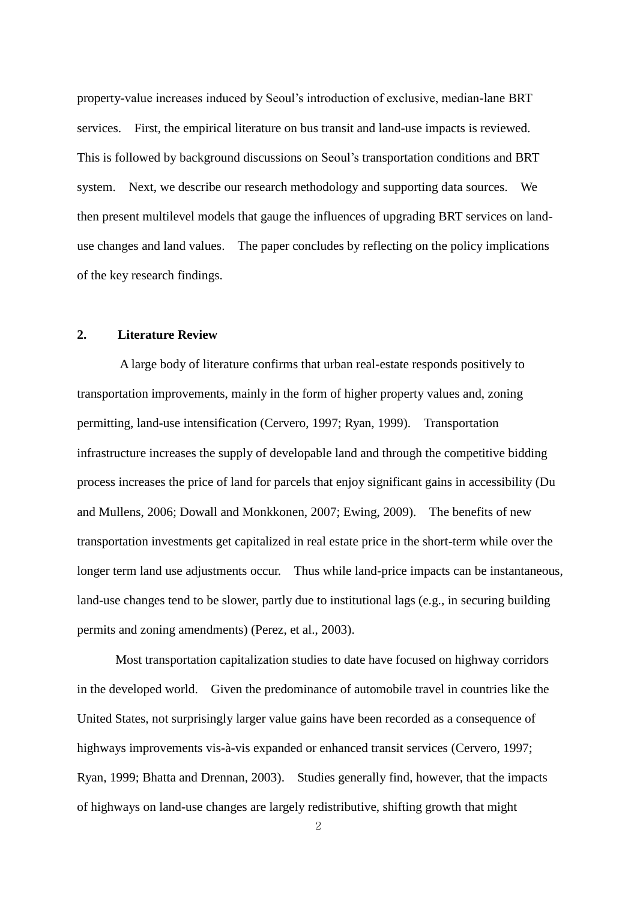property-value increases induced by Seoul's introduction of exclusive, median-lane BRT services. First, the empirical literature on bus transit and land-use impacts is reviewed. This is followed by background discussions on Seoul's transportation conditions and BRT system. Next, we describe our research methodology and supporting data sources. We then present multilevel models that gauge the influences of upgrading BRT services on land-use changes and land values. The paper concludes by reflecting on the policy implications of the key research findings.

## 2. Literature Review

A large body of literature confirms that urban real-estate responds positively to transportation improvements, mainly in the form of higher property values and, zoning permitting, land-use intensification (Cervero, 1997; Ryan, 1999). Transportation infrastructure increases the supply of developable land and through the competitive bidding process increases the price of land for parcels that enjoy significant gains in accessibility (Du and Mullens, 2006; Dowall and Monkkonen, 2007; Ewing, 2009). The benefits of new transportation investments get capitalized in real estate price in the short-term while over the longer term land use adjustments occur. Thus while land-price impacts can be instantaneous, land-use changes tend to be slower, partly due to institutional lags (e.g., in securing building permits and zoning amendments) (Perez, et al., 2003).

Most transportation capitalization studies to date have focused on highway corridors in the developed world. Given the predominance of automobile travel in countries like the United States, not surprisingly larger value gains have been recorded as a consequence of highways improvements vis-à-vis expanded or enhanced transit services (Cervero, 1997; Ryan, 1999; Bhatta and Drennan, 2003). Studies generally find, however, that the impacts of highways on land-use changes are largely redistributive, shifting growth that might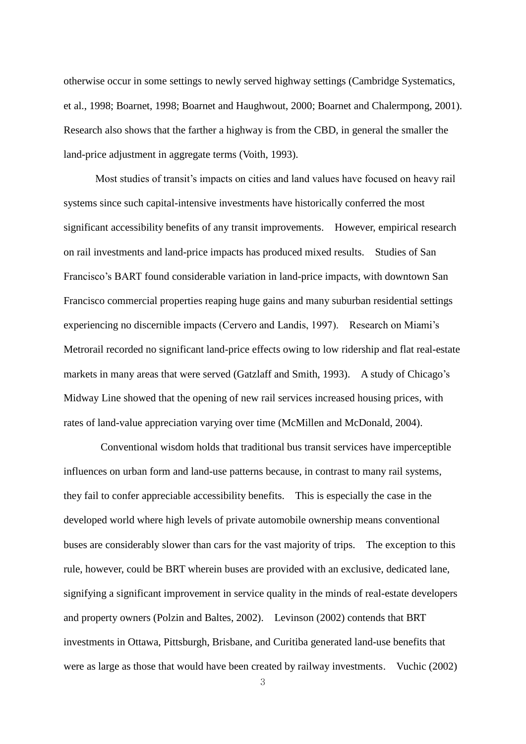otherwise occur in some settings to newly served highway settings (Cambridge Systematics, et al., 1998; Boarnet, 1998; Boarnet and Haughwout, 2000; Boarnet and Chalermpong, 2001). Research also shows that the farther a highway is from the CBD, in general the smaller the land-price adjustment in aggregate terms (Voith, 1993).

Most studies of transit's impacts on cities and land values have focused on heavy rail systems since such capital-intensive investments have historically conferred the most significant accessibility benefits of any transit improvements. However, empirical research on rail investments and land-price impacts has produced mixed results. Studies of San Francisco's BART found considerable variation in land-price impacts, with downtown San Francisco commercial properties reaping huge gains and many suburban residential settings experiencing no discernible impacts (Cervero and Landis, 1997). Research on Miami's Metrorail recorded no significant land-price effects owing to low ridership and flat real-estate markets in many areas that were served (Gatzlaff and Smith, 1993). A study of Chicago's Midway Line showed that the opening of new rail services increased housing prices, with rates of land-value appreciation varying over time (McMillen and McDonald, 2004).

Conventional wisdom holds that traditional bus transit services have imperceptible influences on urban form and land-use patterns because, in contrast to many rail systems, they fail to confer appreciable accessibility benefits. This is especially the case in the developed world where high levels of private automobile ownership means conventional buses are considerably slower than cars for the vast majority of trips. The exception to this rule, however, could be BRT wherein buses are provided with an exclusive, dedicated lane, signifying a significant improvement in service quality in the minds of real-estate developers and property owners (Polzin and Baltes, 2002). Levinson (2002) contends that BRT investments in Ottawa, Pittsburgh, Brisbane, and Curitiba generated land-use benefits that were as large as those that would have been created by railway investments. Vuchic (2002)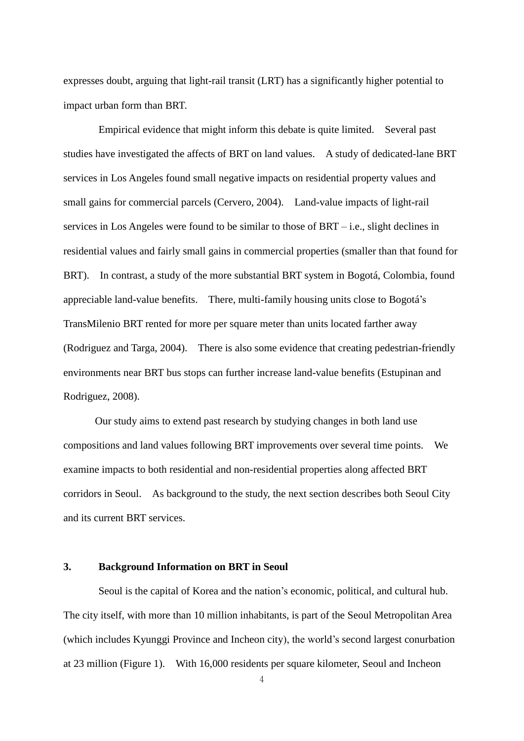expresses doubt, arguing that light-rail transit (LRT) has a significantly higher potential to impact urban form than BRT.

Empirical evidence that might inform this debate is quite limited. Several past studies have investigated the affects of BRT on land values. A study of dedicated-lane BRT services in Los Angeles found small negative impacts on residential property values and small gains for commercial parcels (Cervero, 2004). Land-value impacts of light-rail services in Los Angeles were found to be similar to those of BRT – i.e., slight declines in residential values and fairly small gains in commercial properties (smaller than that found for BRT). In contrast, a study of the more substantial BRT system in Bogotá, Colombia, found appreciable land-value benefits. There, multi-family housing units close to Bogotá's TransMilenio BRT rented for more per square meter than units located farther away (Rodriguez and Targa, 2004). There is also some evidence that creating pedestrian-friendly environments near BRT bus stops can further increase land-value benefits (Estupinan and Rodriguez, 2008).

Our study aims to extend past research by studying changes in both land use compositions and land values following BRT improvements over several time points. We examine impacts to both residential and non-residential properties along affected BRT corridors in Seoul. As background to the study, the next section describes both Seoul City and its current BRT services.

## 3. Background Information on BRT in Seoul

Seoul is the capital of Korea and the nation's economic, political, and cultural hub. The city itself, with more than 10 million inhabitants, is part of the Seoul Metropolitan Area (which includes Kyunggi Province and Incheon city), the world's second largest conurbation at 23 million (Figure 1). With 16,000 residents per square kilometer, Seoul and Incheon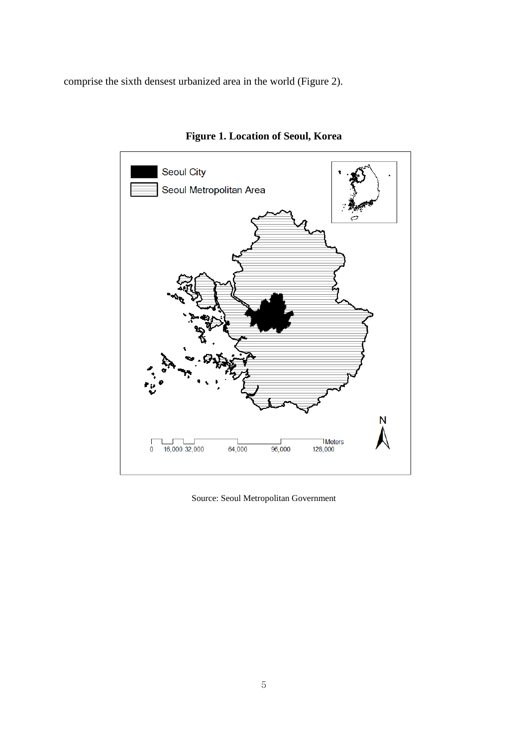comprise the sixth densest urbanized area in the world (Figure 2).

**Figure 1. Location of Seoul, Korea**

Source: Seoul Metropolitan Government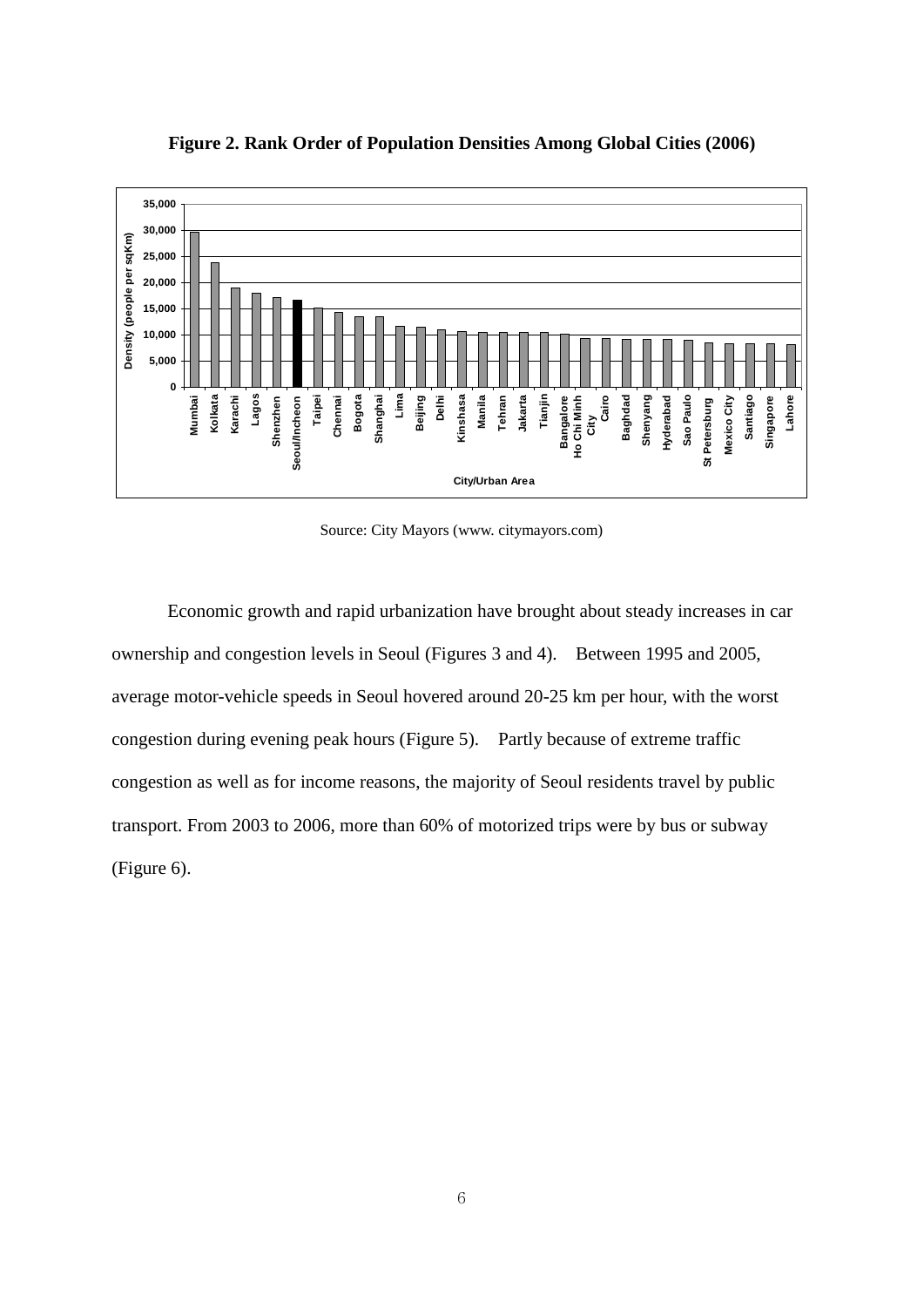**Figure 2. Rank Order of Population Densities Among Global Cities (2006)**

Source: City Mayors (www. citymayors.com)

Economic growth and rapid urbanization have brought about steady increases in car ownership and congestion levels in Seoul (Figures 3 and 4). Between 1995 and 2005, average motor-vehicle speeds in Seoul hovered around 20-25 km per hour, with the worst congestion during evening peak hours (Figure 5). Partly because of extreme traffic congestion as well as for income reasons, the majority of Seoul residents travel by public transport. From 2003 to 2006, more than 60% of motorized trips were by bus or subway (Figure 6).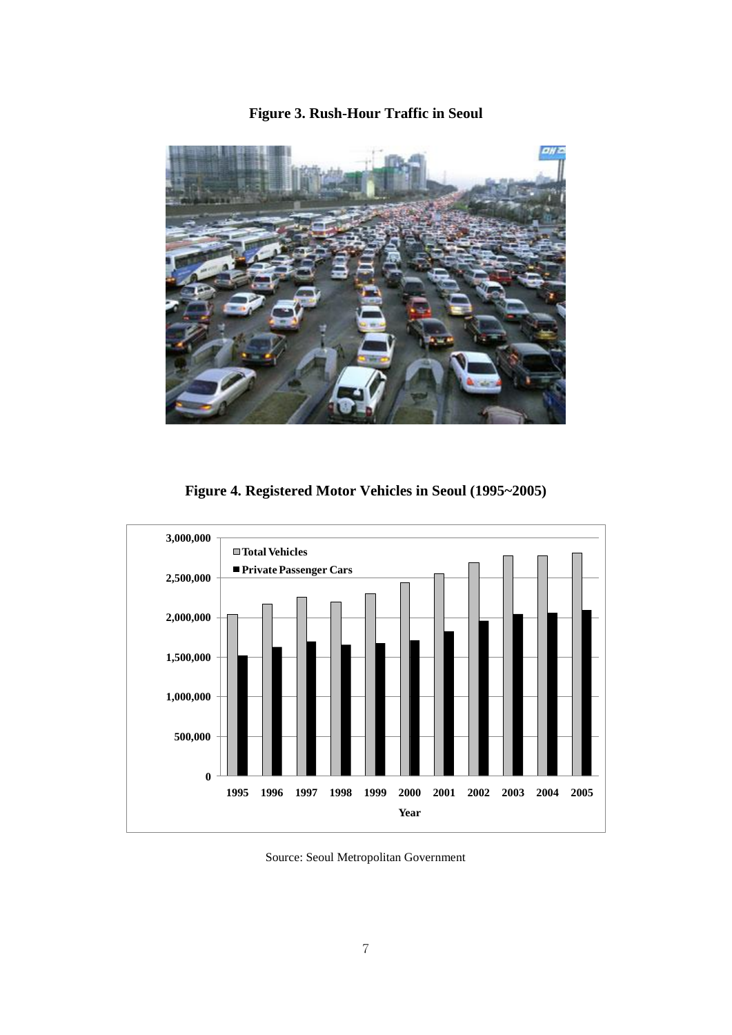**Figure 3. Rush-Hour Traffic in Seoul**

**Figure 4. Registered Motor Vehicles in Seoul (1995~2005)**

Source: Seoul Metropolitan Government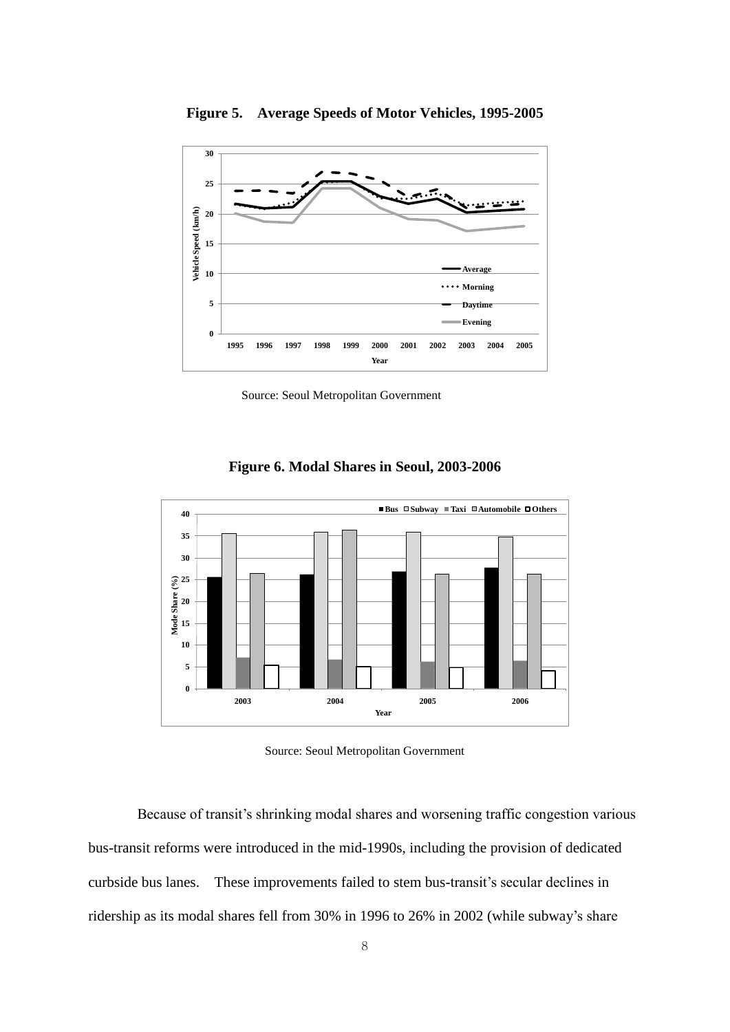**Figure 5. Average Speeds of Motor Vehicles, 1995-2005**

Source: Seoul Metropolitan Government

**Figure 6. Modal Shares in Seoul, 2003-2006**

Source: Seoul Metropolitan Government

Because of transit's shrinking modal shares and worsening traffic congestion various bus-transit reforms were introduced in the mid-1990s, including the provision of dedicated curbside bus lanes. These improvements failed to stem bus-transit's secular declines in ridership as its modal shares fell from 30% in 1996 to 26% in 2002 (while subway's share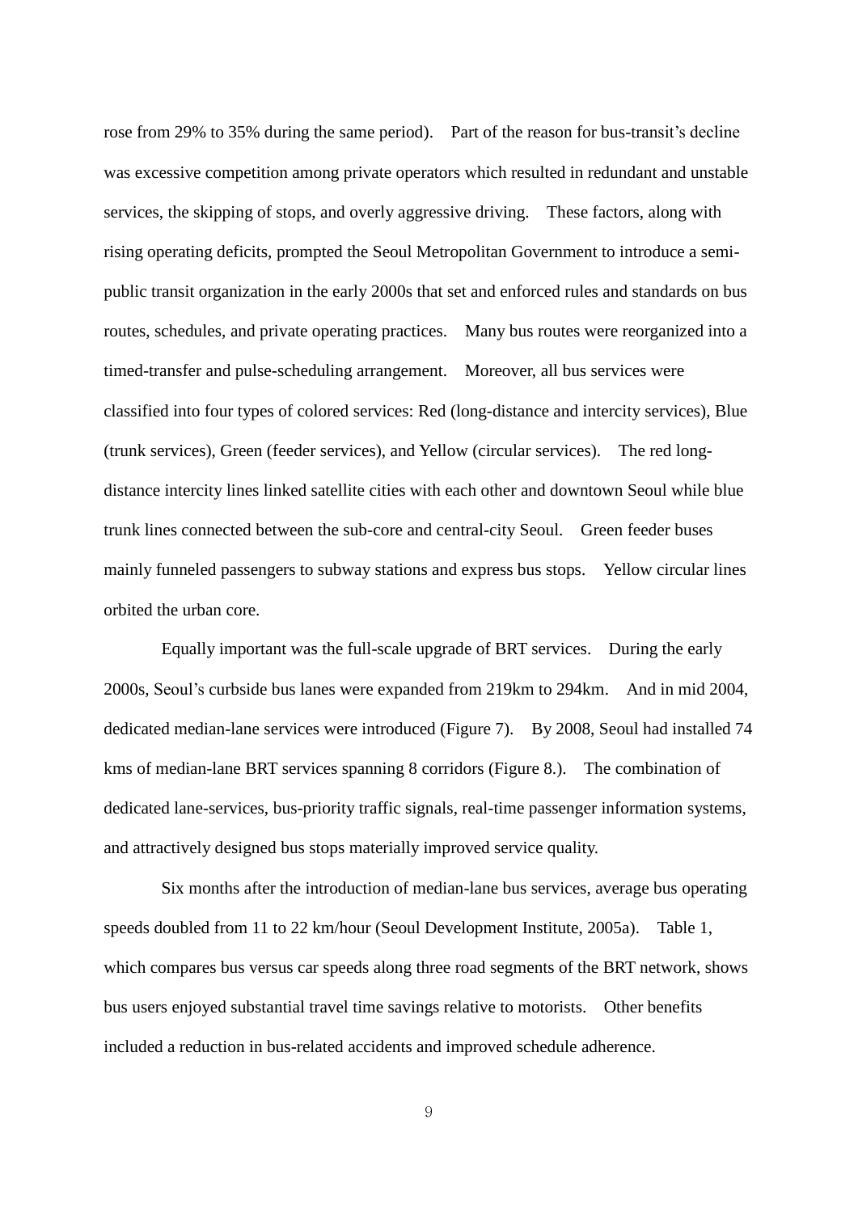rose from 29% to 35% during the same period). Part of the reason for bus-transit's decline was excessive competition among private operators which resulted in redundant and unstable services, the skipping of stops, and overly aggressive driving. These factors, along with rising operating deficits, prompted the Seoul Metropolitan Government to introduce a semi-public transit organization in the early 2000s that set and enforced rules and standards on bus routes, schedules, and private operating practices. Many bus routes were reorganized into a timed-transfer and pulse-scheduling arrangement. Moreover, all bus services were classified into four types of colored services: Red (long-distance and intercity services), Blue (trunk services), Green (feeder services), and Yellow (circular services). The red long-distance intercity lines linked satellite cities with each other and downtown Seoul while blue trunk lines connected between the sub-core and central-city Seoul. Green feeder buses mainly funneled passengers to subway stations and express bus stops. Yellow circular lines orbited the urban core.

Equally important was the full-scale upgrade of BRT services. During the early 2000s, Seoul's curbside bus lanes were expanded from 219km to 294km. And in mid 2004, dedicated median-lane services were introduced (Figure 7). By 2008, Seoul had installed 74 kms of median-lane BRT services spanning 8 corridors (Figure 8.). The combination of dedicated lane-services, bus-priority traffic signals, real-time passenger information systems, and attractively designed bus stops materially improved service quality.

Six months after the introduction of median-lane bus services, average bus operating speeds doubled from 11 to 22 km/hour (Seoul Development Institute, 2005a). Table 1, which compares bus versus car speeds along three road segments of the BRT network, shows bus users enjoyed substantial travel time savings relative to motorists. Other benefits included a reduction in bus-related accidents and improved schedule adherence.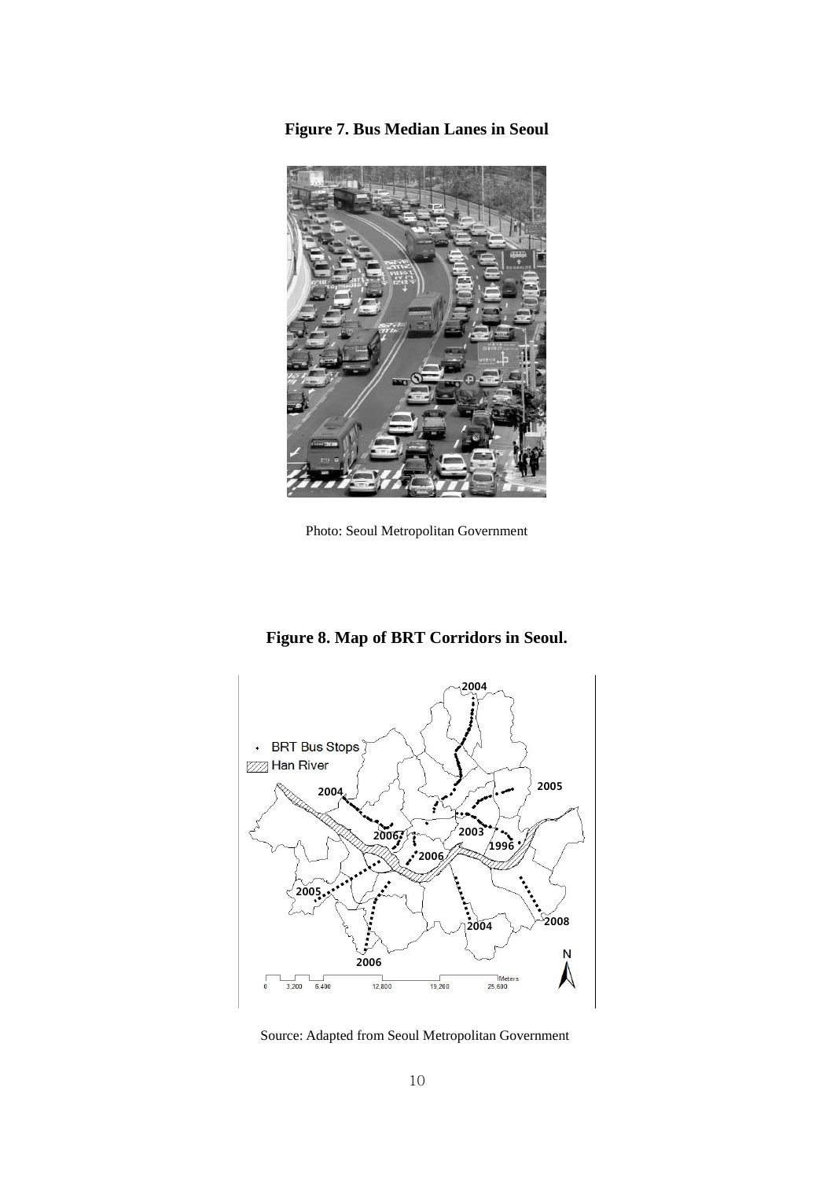**Figure 7. Bus Median Lanes in Seoul**

Photo: Seoul Metropolitan Government

**Figure 8. Map of BRT Corridors in Seoul.**

Source: Adapted from Seoul Metropolitan Government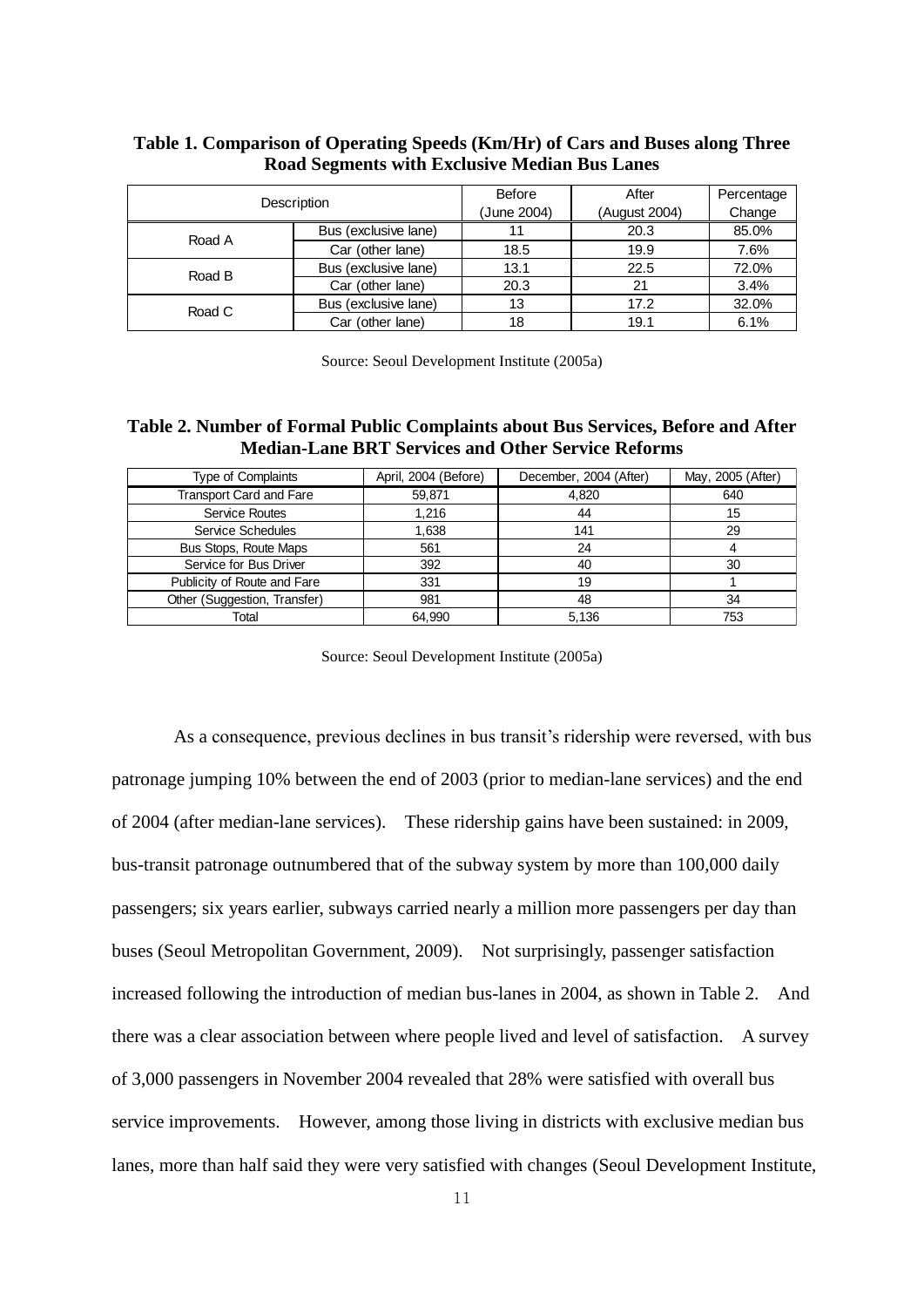**Table 1. Comparison of Operating Speeds (Km/Hr) of Cars and Buses along Three Road Segments with Exclusive Median Bus Lanes**

| Description | | Before (June 2004) | After (August 2004) | Percentage Change |
|---|---|---|---|---|
| Road A | Bus (exclusive lane) | 11 | 20.3 | 85.0% |
| | Car (other lane) | 18.5 | 19.9 | 7.6% |
| Road B | Bus (exclusive lane) | 13.1 | 22.5 | 72.0% |
| | Car (other lane) | 20.3 | 21 | 3.4% |
| Road C | Bus (exclusive lane) | 13 | 17.2 | 32.0% |
| | Car (other lane) | 18 | 19.1 | 6.1% |

Source: Seoul Development Institute (2005a)

**Table 2. Number of Formal Public Complaints about Bus Services, Before and After Median-Lane BRT Services and Other Service Reforms**

| Type of Complaints | April, 2004 (Before) | December, 2004 (After) | May, 2005 (After) |
|---|---|---|---|
| Transport Card and Fare | 59,871 | 4,820 | 640 |
| Service Routes | 1,216 | 44 | 15 |
| Service Schedules | 1,638 | 141 | 29 |
| Bus Stops, Route Maps | 561 | 24 | 4 |
| Service for Bus Driver | 392 | 40 | 30 |
| Publicity of Route and Fare | 331 | 19 | 1 |
| Other (Suggestion, Transfer) | 981 | 48 | 34 |
| Total | 64,990 | 5,136 | 753 |

Source: Seoul Development Institute (2005a)

As a consequence, previous declines in bus transit's ridership were reversed, with bus patronage jumping 10% between the end of 2003 (prior to median-lane services) and the end of 2004 (after median-lane services). These ridership gains have been sustained: in 2009, bus-transit patronage outnumbered that of the subway system by more than 100,000 daily passengers; six years earlier, subways carried nearly a million more passengers per day than buses (Seoul Metropolitan Government, 2009). Not surprisingly, passenger satisfaction increased following the introduction of median bus-lanes in 2004, as shown in Table 2. And there was a clear association between where people lived and level of satisfaction. A survey of 3,000 passengers in November 2004 revealed that 28% were satisfied with overall bus service improvements. However, among those living in districts with exclusive median bus lanes, more than half said they were very satisfied with changes (Seoul Development Institute,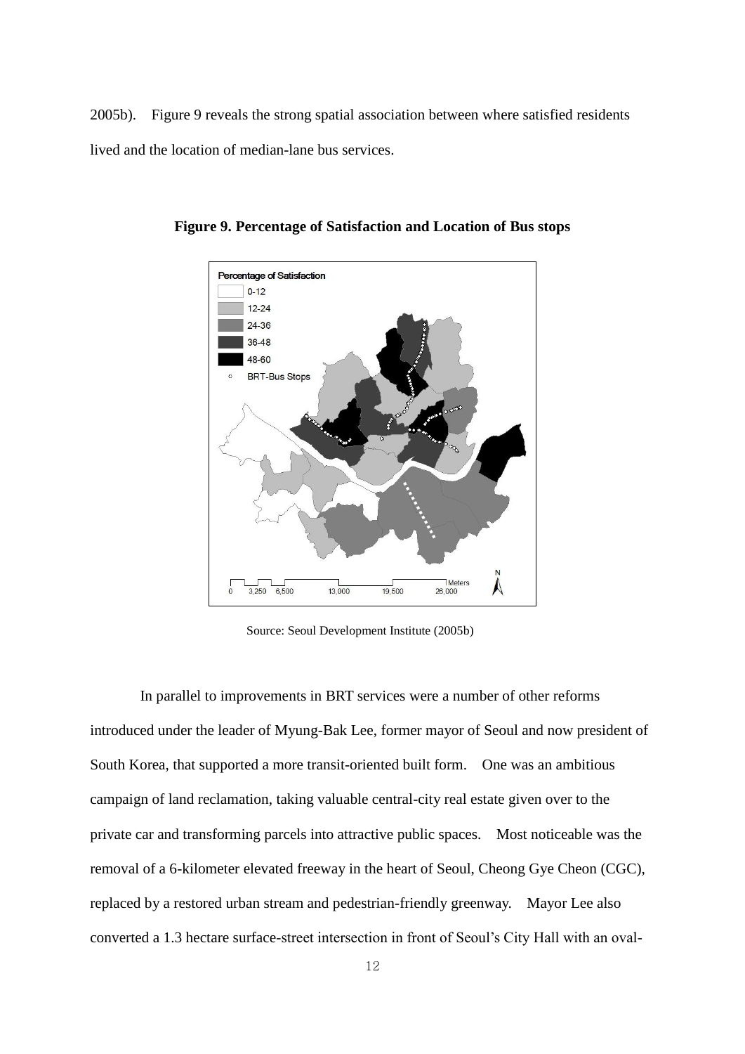2005b). Figure 9 reveals the strong spatial association between where satisfied residents lived and the location of median-lane bus services.

**Figure 9. Percentage of Satisfaction and Location of Bus stops**

Source: Seoul Development Institute (2005b)

In parallel to improvements in BRT services were a number of other reforms introduced under the leader of Myung-Bak Lee, former mayor of Seoul and now president of South Korea, that supported a more transit-oriented built form. One was an ambitious campaign of land reclamation, taking valuable central-city real estate given over to the private car and transforming parcels into attractive public spaces. Most noticeable was the removal of a 6-kilometer elevated freeway in the heart of Seoul, Cheong Gye Cheon (CGC), replaced by a restored urban stream and pedestrian-friendly greenway. Mayor Lee also converted a 1.3 hectare surface-street intersection in front of Seoul's City Hall with an oval-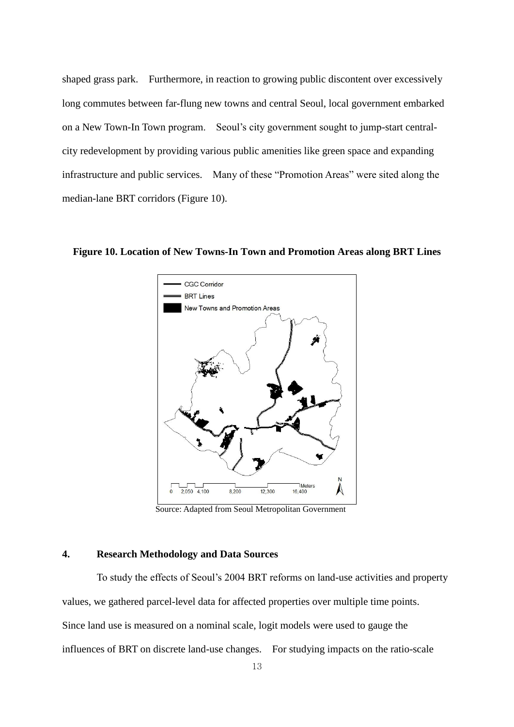shaped grass park. Furthermore, in reaction to growing public discontent over excessively long commutes between far-flung new towns and central Seoul, local government embarked on a New Town-In Town program. Seoul's city government sought to jump-start central-city redevelopment by providing various public amenities like green space and expanding infrastructure and public services. Many of these "Promotion Areas" were sited along the median-lane BRT corridors (Figure 10).

**Figure 10. Location of New Towns-In Town and Promotion Areas along BRT Lines**

Source: Adapted from Seoul Metropolitan Government

## 4. Research Methodology and Data Sources

To study the effects of Seoul's 2004 BRT reforms on land-use activities and property values, we gathered parcel-level data for affected properties over multiple time points. Since land use is measured on a nominal scale, logit models were used to gauge the influences of BRT on discrete land-use changes. For studying impacts on the ratio-scale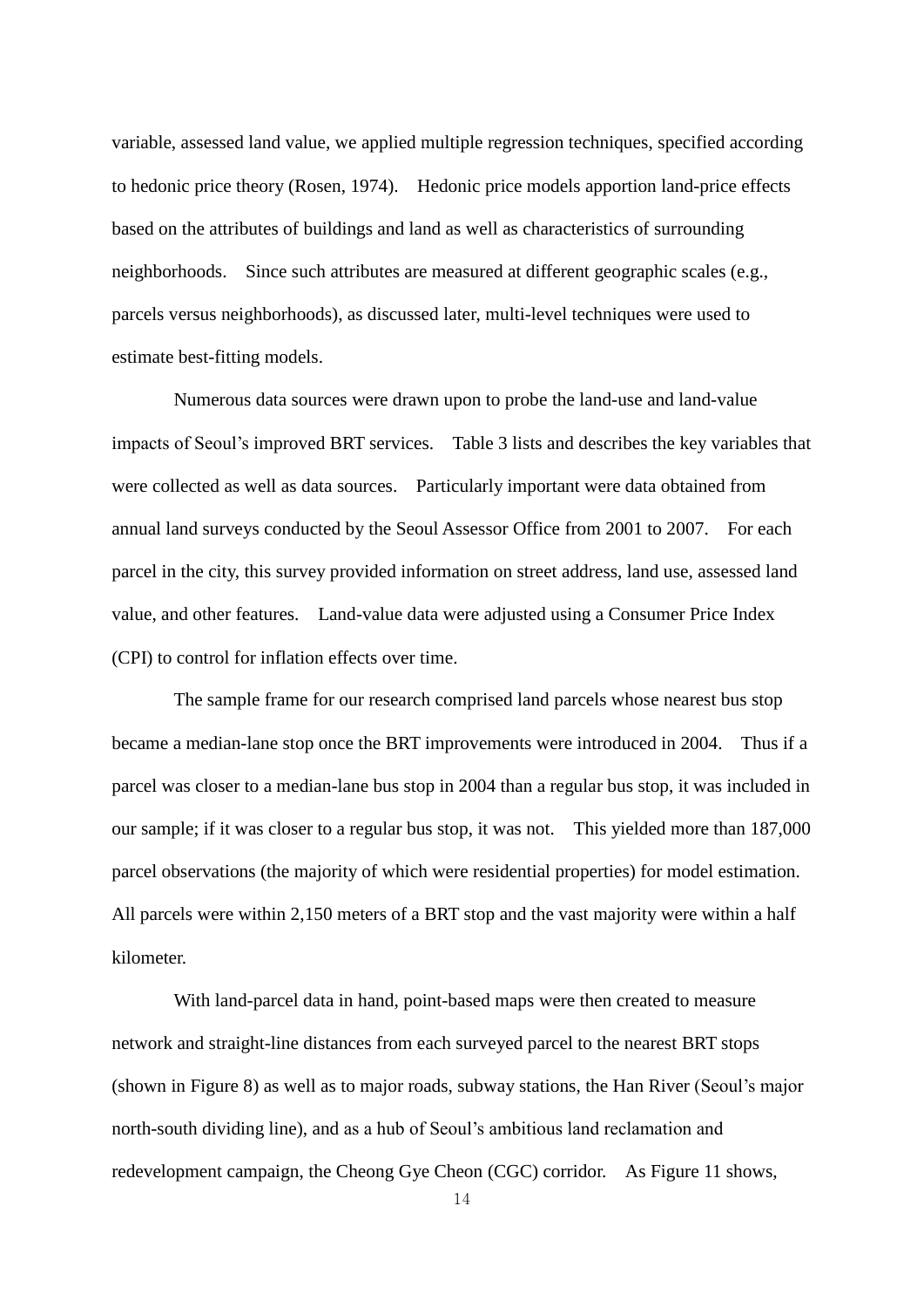variable, assessed land value, we applied multiple regression techniques, specified according to hedonic price theory (Rosen, 1974). Hedonic price models apportion land-price effects based on the attributes of buildings and land as well as characteristics of surrounding neighborhoods. Since such attributes are measured at different geographic scales (e.g., parcels versus neighborhoods), as discussed later, multi-level techniques were used to estimate best-fitting models.

Numerous data sources were drawn upon to probe the land-use and land-value impacts of Seoul's improved BRT services. Table 3 lists and describes the key variables that were collected as well as data sources. Particularly important were data obtained from annual land surveys conducted by the Seoul Assessor Office from 2001 to 2007. For each parcel in the city, this survey provided information on street address, land use, assessed land value, and other features. Land-value data were adjusted using a Consumer Price Index (CPI) to control for inflation effects over time.

The sample frame for our research comprised land parcels whose nearest bus stop became a median-lane stop once the BRT improvements were introduced in 2004. Thus if a parcel was closer to a median-lane bus stop in 2004 than a regular bus stop, it was included in our sample; if it was closer to a regular bus stop, it was not. This yielded more than 187,000 parcel observations (the majority of which were residential properties) for model estimation. All parcels were within 2,150 meters of a BRT stop and the vast majority were within a half kilometer.

With land-parcel data in hand, point-based maps were then created to measure network and straight-line distances from each surveyed parcel to the nearest BRT stops (shown in Figure 8) as well as to major roads, subway stations, the Han River (Seoul's major north-south dividing line), and as a hub of Seoul's ambitious land reclamation and redevelopment campaign, the Cheong Gye Cheon (CGC) corridor. As Figure 11 shows,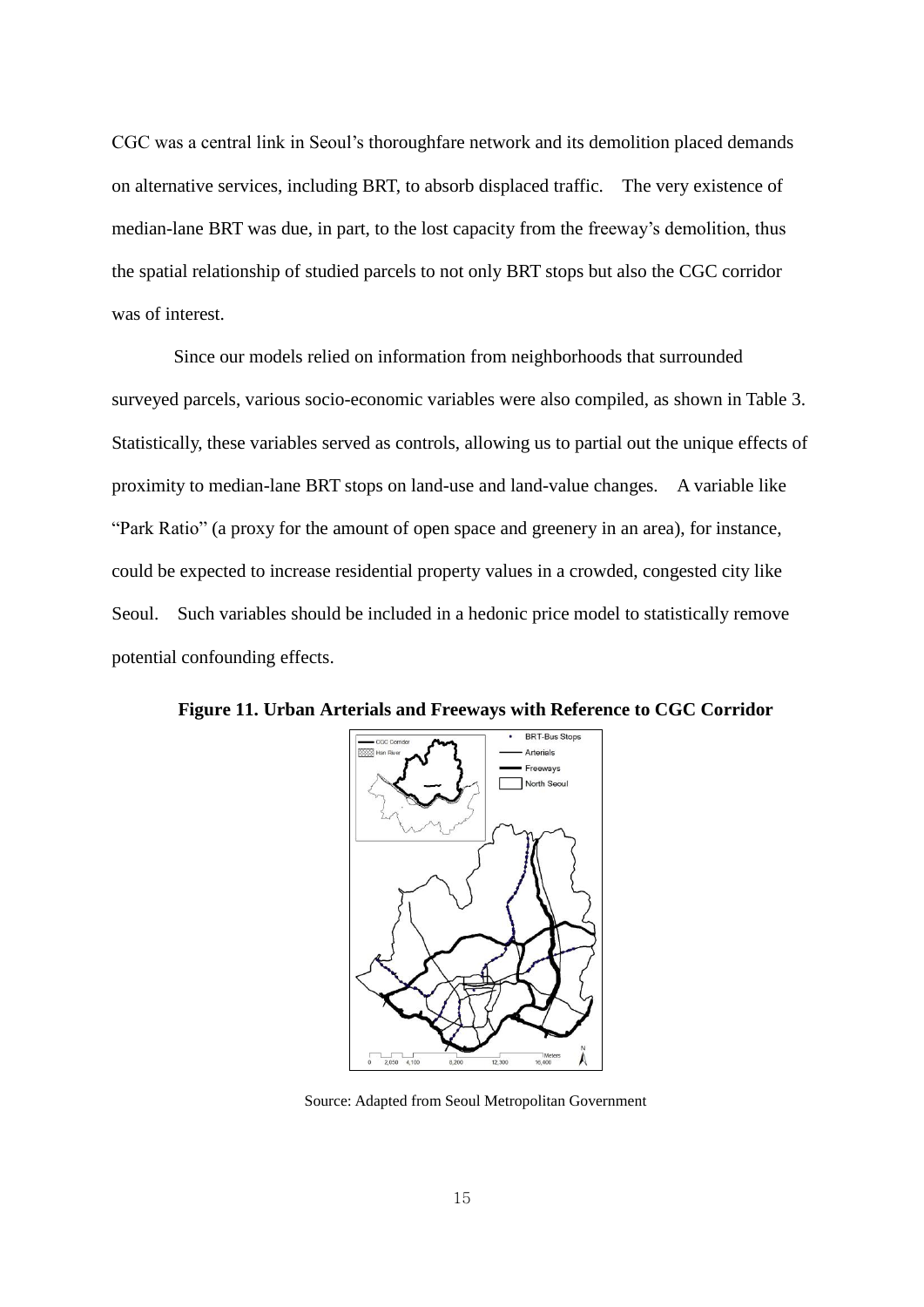CGC was a central link in Seoul's thoroughfare network and its demolition placed demands on alternative services, including BRT, to absorb displaced traffic. The very existence of median-lane BRT was due, in part, to the lost capacity from the freeway's demolition, thus the spatial relationship of studied parcels to not only BRT stops but also the CGC corridor was of interest.

Since our models relied on information from neighborhoods that surrounded surveyed parcels, various socio-economic variables were also compiled, as shown in Table 3. Statistically, these variables served as controls, allowing us to partial out the unique effects of proximity to median-lane BRT stops on land-use and land-value changes. A variable like "Park Ratio" (a proxy for the amount of open space and greenery in an area), for instance, could be expected to increase residential property values in a crowded, congested city like Seoul. Such variables should be included in a hedonic price model to statistically remove potential confounding effects.

**Figure 11. Urban Arterials and Freeways with Reference to CGC Corridor**

Source: Adapted from Seoul Metropolitan Government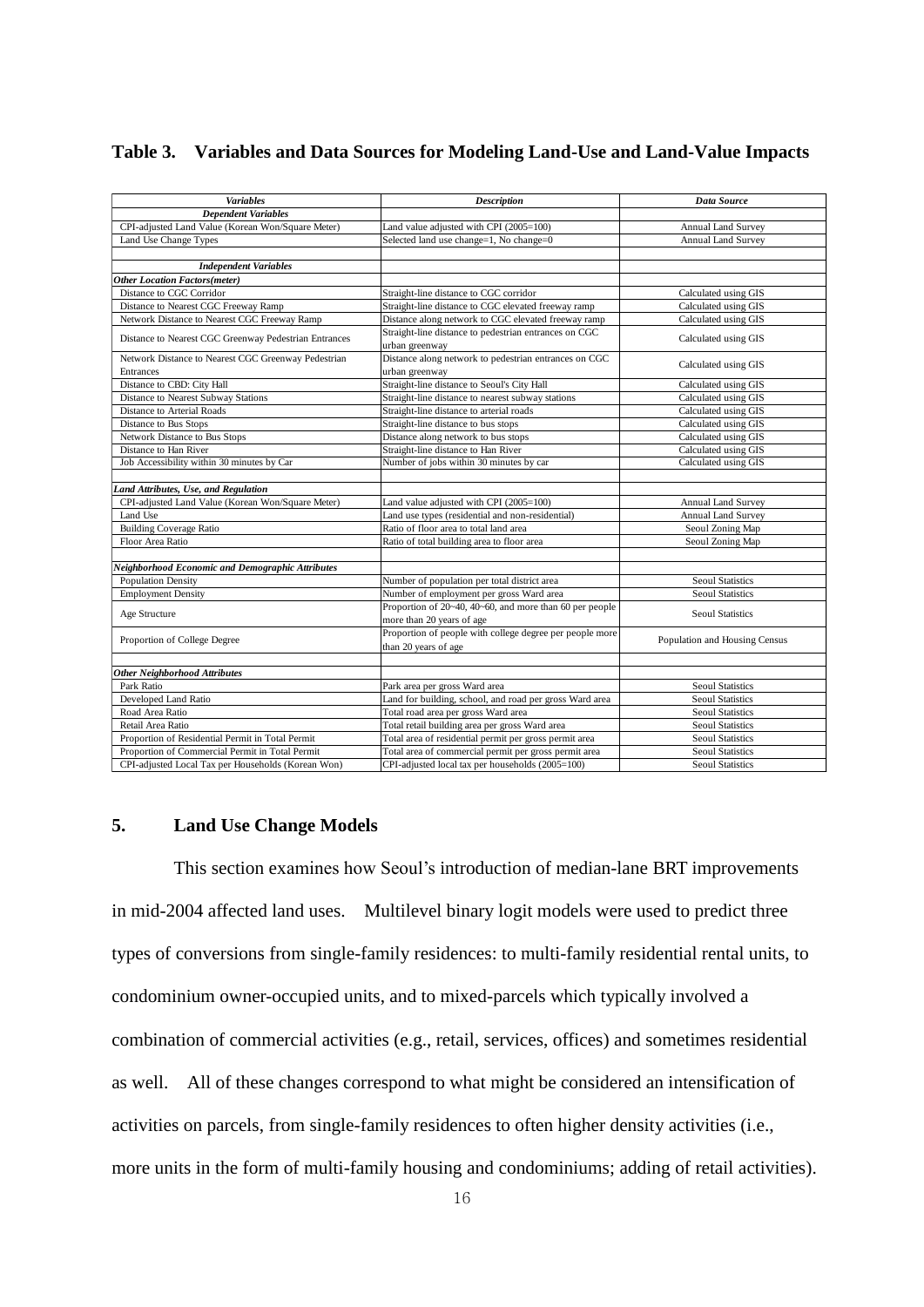## Table 3. Variables and Data Sources for Modeling Land-Use and Land-Value Impacts

| *Variables* | *Description* | *Data Source* |
|---|---|---|
| ***Dependent Variables*** | | |
| CPI-adjusted Land Value (Korean Won/Square Meter) | Land value adjusted with CPI (2005=100) | Annual Land Survey |
| Land Use Change Types | Selected land use change=1, No change=0 | Annual Land Survey |
| | | |
| ***Independent Variables*** | | |
| ***Other Location Factors(meter)*** | | |
| Distance to CGC Corridor | Straight-line distance to CGC corridor | Calculated using GIS |
| Distance to Nearest CGC Freeway Ramp | Straight-line distance to CGC elevated freeway ramp | Calculated using GIS |
| Network Distance to Nearest CGC Freeway Ramp | Distance along network to CGC elevated freeway ramp | Calculated using GIS |
| Distance to Nearest CGC Greenway Pedestrian Entrances | Straight-line distance to pedestrian entrances on CGC urban greenway | Calculated using GIS |
| Network Distance to Nearest CGC Greenway Pedestrian Entrances | Distance along network to pedestrian entrances on CGC urban greenway | Calculated using GIS |
| Distance to CBD: City Hall | Straight-line distance to Seoul's City Hall | Calculated using GIS |
| Distance to Nearest Subway Stations | Straight-line distance to nearest subway stations | Calculated using GIS |
| Distance to Arterial Roads | Straight-line distance to arterial roads | Calculated using GIS |
| Distance to Bus Stops | Straight-line distance to bus stops | Calculated using GIS |
| Network Distance to Bus Stops | Distance along network to bus stops | Calculated using GIS |
| Distance to Han River | Straight-line distance to Han River | Calculated using GIS |
| Job Accessibility within 30 minutes by Car | Number of jobs within 30 minutes by car | Calculated using GIS |
| | | |
| ***Land Attributes, Use, and Regulation*** | | |
| CPI-adjusted Land Value (Korean Won/Square Meter) | Land value adjusted with CPI (2005=100) | Annual Land Survey |
| Land Use | Land use types (residential and non-residential) | Annual Land Survey |
| Building Coverage Ratio | Ratio of floor area to total land area | Seoul Zoning Map |
| Floor Area Ratio | Ratio of total building area to floor area | Seoul Zoning Map |
| | | |
| ***Neighborhood Economic and Demographic Attributes*** | | |
| Population Density | Number of population per total district area | Seoul Statistics |
| Employment Density | Number of employment per gross Ward area | Seoul Statistics |
| Age Structure | Proportion of 20~40, 40~60, and more than 60 per people more than 20 years of age | Seoul Statistics |
| Proportion of College Degree | Proportion of people with college degree per people more than 20 years of age | Population and Housing Census |
| | | |
| ***Other Neighborhood Attributes*** | | |
| Park Ratio | Park area per gross Ward area | Seoul Statistics |
| Developed Land Ratio | Land for building, school, and road per gross Ward area | Seoul Statistics |
| Road Area Ratio | Total road area per gross Ward area | Seoul Statistics |
| Retail Area Ratio | Total retail building area per gross Ward area | Seoul Statistics |
| Proportion of Residential Permit in Total Permit | Total area of residential permit per gross permit area | Seoul Statistics |
| Proportion of Commercial Permit in Total Permit | Total area of commercial permit per gross permit area | Seoul Statistics |
| CPI-adjusted Local Tax per Households (Korean Won) | CPI-adjusted local tax per households (2005=100) | Seoul Statistics |

## 5. Land Use Change Models

This section examines how Seoul's introduction of median-lane BRT improvements in mid-2004 affected land uses. Multilevel binary logit models were used to predict three types of conversions from single-family residences: to multi-family residential rental units, to condominium owner-occupied units, and to mixed-parcels which typically involved a combination of commercial activities (e.g., retail, services, offices) and sometimes residential as well. All of these changes correspond to what might be considered an intensification of activities on parcels, from single-family residences to often higher density activities (i.e., more units in the form of multi-family housing and condominiums; adding of retail activities).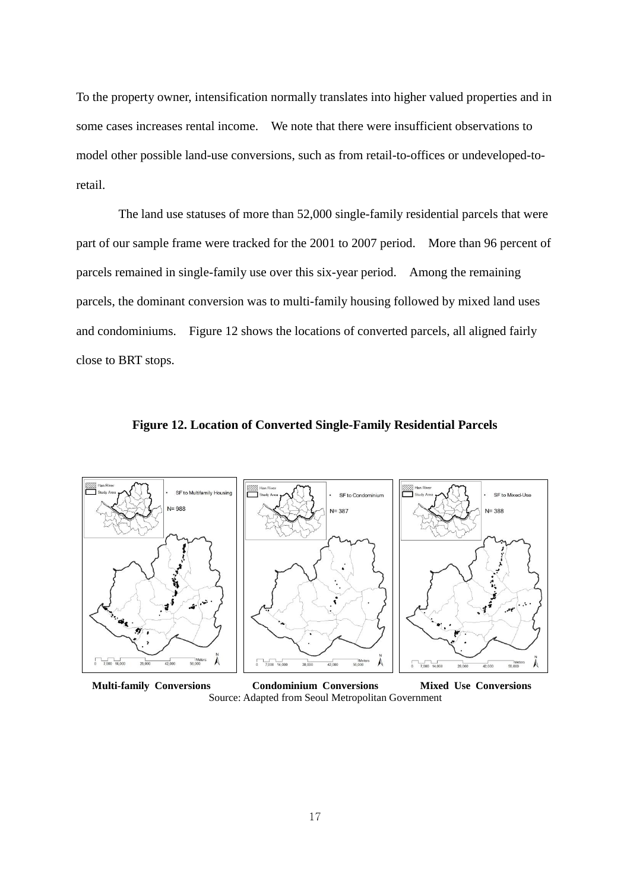To the property owner, intensification normally translates into higher valued properties and in some cases increases rental income. We note that there were insufficient observations to model other possible land-use conversions, such as from retail-to-offices or undeveloped-to-retail.

The land use statuses of more than 52,000 single-family residential parcels that were part of our sample frame were tracked for the 2001 to 2007 period. More than 96 percent of parcels remained in single-family use over this six-year period. Among the remaining parcels, the dominant conversion was to multi-family housing followed by mixed land uses and condominiums. Figure 12 shows the locations of converted parcels, all aligned fairly close to BRT stops.

**Figure 12. Location of Converted Single-Family Residential Parcels**

**Multi-family Conversions** **Condominium Conversions** **Mixed Use Conversions**

Source: Adapted from Seoul Metropolitan Government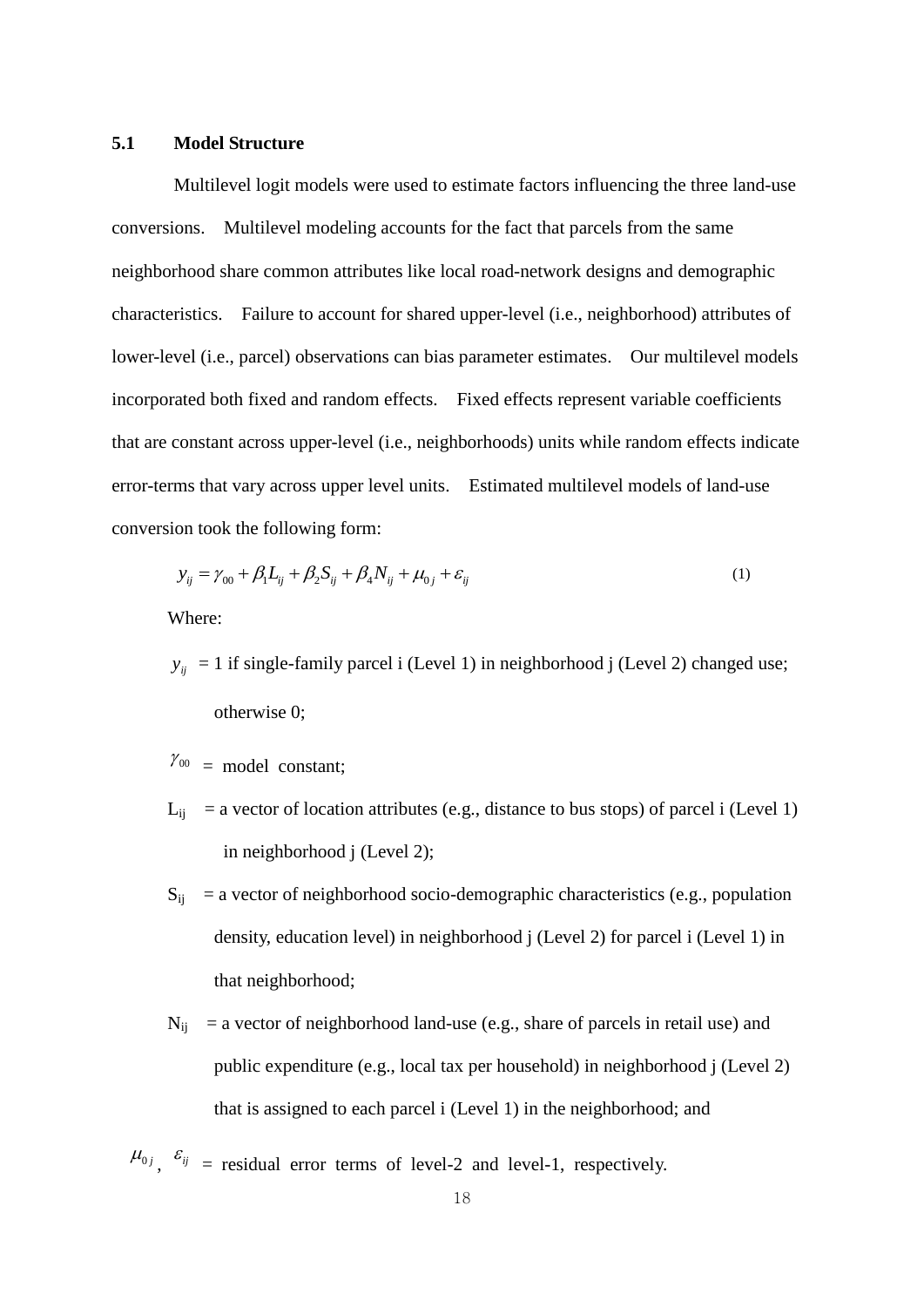### 5.1 Model Structure

Multilevel logit models were used to estimate factors influencing the three land-use conversions. Multilevel modeling accounts for the fact that parcels from the same neighborhood share common attributes like local road-network designs and demographic characteristics. Failure to account for shared upper-level (i.e., neighborhood) attributes of lower-level (i.e., parcel) observations can bias parameter estimates. Our multilevel models incorporated both fixed and random effects. Fixed effects represent variable coefficients that are constant across upper-level (i.e., neighborhoods) units while random effects indicate error-terms that vary across upper level units. Estimated multilevel models of land-use conversion took the following form:

$$y_{ij} = \gamma_{00} + \beta_1 L_{ij} + \beta_2 S_{ij} + \beta_4 N_{ij} + \mu_{0j} + \varepsilon_{ij} \tag{1}$$

Where:

$y_{ij}$ = 1 if single-family parcel i (Level 1) in neighborhood j (Level 2) changed use; otherwise 0;

$\gamma_{00}$ = model constant;

$L_{ij}$ = a vector of location attributes (e.g., distance to bus stops) of parcel i (Level 1) in neighborhood j (Level 2);

$S_{ij}$ = a vector of neighborhood socio-demographic characteristics (e.g., population density, education level) in neighborhood j (Level 2) for parcel i (Level 1) in that neighborhood;

$N_{ij}$ = a vector of neighborhood land-use (e.g., share of parcels in retail use) and public expenditure (e.g., local tax per household) in neighborhood j (Level 2) that is assigned to each parcel i (Level 1) in the neighborhood; and

$\mu_{0j}$, $\varepsilon_{ij}$ = residual error terms of level-2 and level-1, respectively.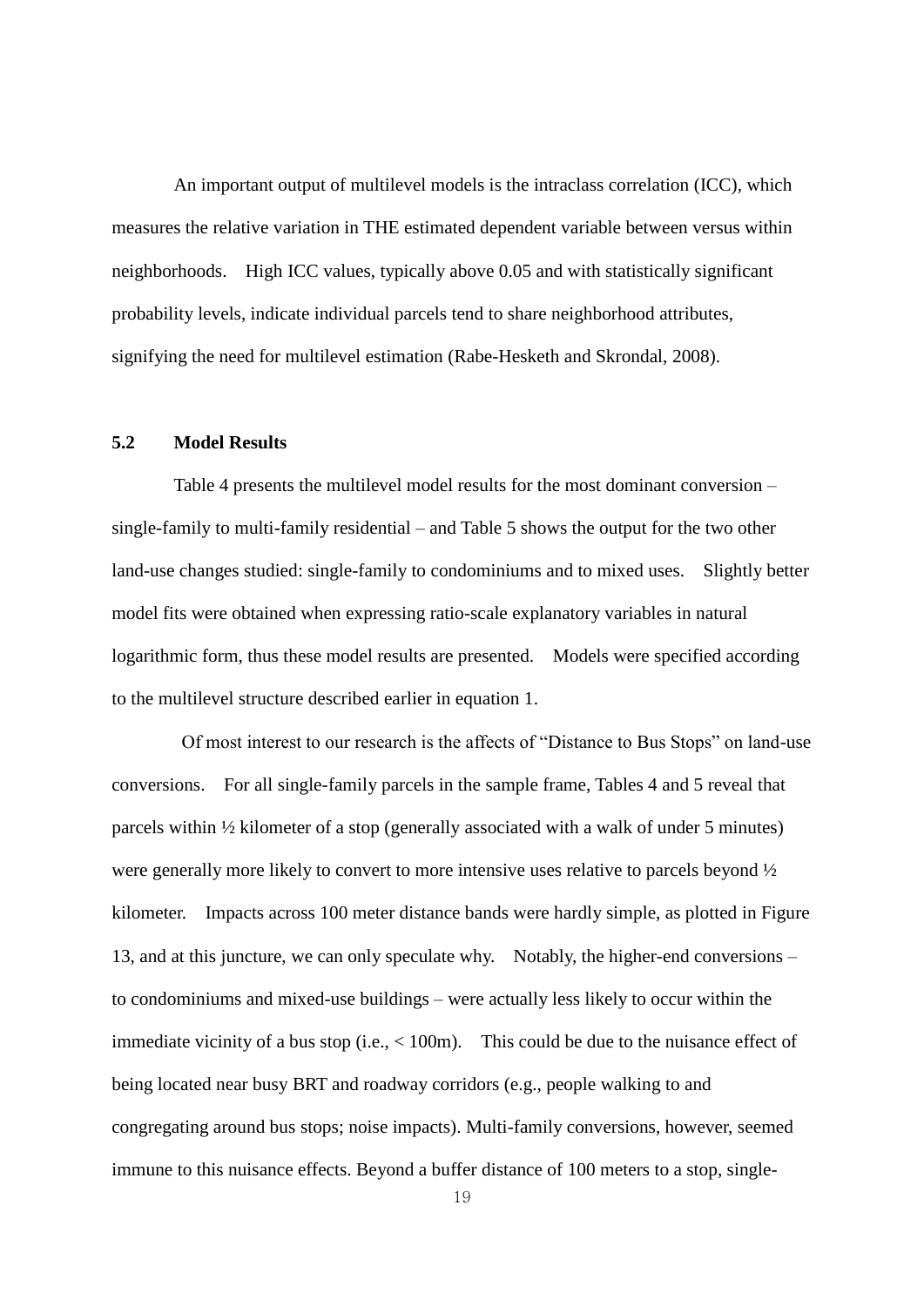An important output of multilevel models is the intraclass correlation (ICC), which measures the relative variation in THE estimated dependent variable between versus within neighborhoods. High ICC values, typically above 0.05 and with statistically significant probability levels, indicate individual parcels tend to share neighborhood attributes, signifying the need for multilevel estimation (Rabe-Hesketh and Skrondal, 2008).

## 5.2 Model Results

Table 4 presents the multilevel model results for the most dominant conversion – single-family to multi-family residential – and Table 5 shows the output for the two other land-use changes studied: single-family to condominiums and to mixed uses. Slightly better model fits were obtained when expressing ratio-scale explanatory variables in natural logarithmic form, thus these model results are presented. Models were specified according to the multilevel structure described earlier in equation 1.

Of most interest to our research is the affects of "Distance to Bus Stops" on land-use conversions. For all single-family parcels in the sample frame, Tables 4 and 5 reveal that parcels within ½ kilometer of a stop (generally associated with a walk of under 5 minutes) were generally more likely to convert to more intensive uses relative to parcels beyond ½ kilometer. Impacts across 100 meter distance bands were hardly simple, as plotted in Figure 13, and at this juncture, we can only speculate why. Notably, the higher-end conversions – to condominiums and mixed-use buildings – were actually less likely to occur within the immediate vicinity of a bus stop (i.e., < 100m). This could be due to the nuisance effect of being located near busy BRT and roadway corridors (e.g., people walking to and congregating around bus stops; noise impacts). Multi-family conversions, however, seemed immune to this nuisance effects. Beyond a buffer distance of 100 meters to a stop, single-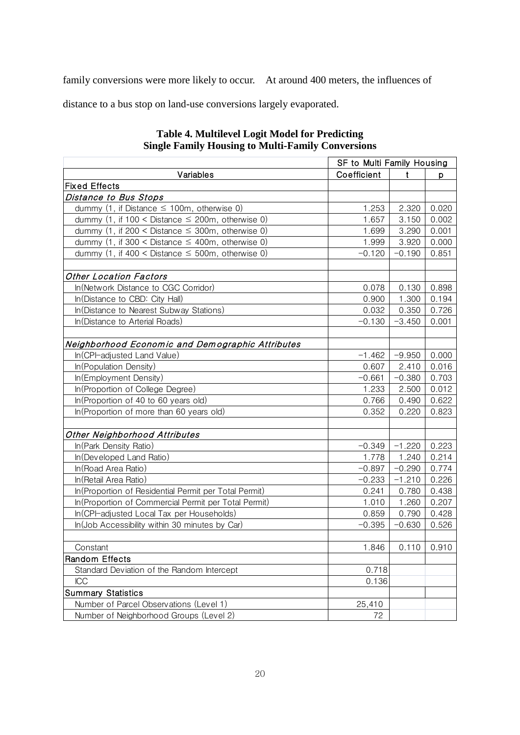family conversions were more likely to occur. At around 400 meters, the influences of distance to a bus stop on land-use conversions largely evaporated.

**Table 4. Multilevel Logit Model for Predicting Single Family Housing to Multi-Family Conversions**

| | SF to Multi Family Housing | | |
|---|---|---|---|
| Variables | Coefficient | t | p |
| **Fixed Effects** | | | |
| *Distance to Bus Stops* | | | |
| dummy (1, if Distance ≤ 100m, otherwise 0) | 1.253 | 2.320 | 0.020 |
| dummy (1, if 100 < Distance ≤ 200m, otherwise 0) | 1.657 | 3.150 | 0.002 |
| dummy (1, if 200 < Distance ≤ 300m, otherwise 0) | 1.699 | 3.290 | 0.001 |
| dummy (1, if 300 < Distance ≤ 400m, otherwise 0) | 1.999 | 3.920 | 0.000 |
| dummy (1, if 400 < Distance ≤ 500m, otherwise 0) | −0.120 | −0.190 | 0.851 |
| | | | |
| *Other Location Factors* | | | |
| ln(Network Distance to CGC Corridor) | 0.078 | 0.130 | 0.898 |
| ln(Distance to CBD: City Hall) | 0.900 | 1.300 | 0.194 |
| ln(Distance to Nearest Subway Stations) | 0.032 | 0.350 | 0.726 |
| ln(Distance to Arterial Roads) | −0.130 | −3.450 | 0.001 |
| | | | |
| *Neighborhood Economic and Demographic Attributes* | | | |
| ln(CPI-adjusted Land Value) | −1.462 | −9.950 | 0.000 |
| ln(Population Density) | 0.607 | 2.410 | 0.016 |
| ln(Employment Density) | −0.661 | −0.380 | 0.703 |
| ln(Proportion of College Degree) | 1.233 | 2.500 | 0.012 |
| ln(Proportion of 40 to 60 years old) | 0.766 | 0.490 | 0.622 |
| ln(Proportion of more than 60 years old) | 0.352 | 0.220 | 0.823 |
| | | | |
| *Other Neighborhood Attributes* | | | |
| ln(Park Density Ratio) | −0.349 | −1.220 | 0.223 |
| ln(Developed Land Ratio) | 1.778 | 1.240 | 0.214 |
| ln(Road Area Ratio) | −0.897 | −0.290 | 0.774 |
| ln(Retail Area Ratio) | −0.233 | −1.210 | 0.226 |
| ln(Proportion of Residential Permit per Total Permit) | 0.241 | 0.780 | 0.438 |
| ln(Proportion of Commercial Permit per Total Permit) | 1.010 | 1.260 | 0.207 |
| ln(CPI-adjusted Local Tax per Households) | 0.859 | 0.790 | 0.428 |
| ln(Job Accessibility within 30 minutes by Car) | −0.395 | −0.630 | 0.526 |
| | | | |
| Constant | 1.846 | 0.110 | 0.910 |
| **Random Effects** | | | |
| Standard Deviation of the Random Intercept | 0.718 | | |
| ICC | 0.136 | | |
| **Summary Statistics** | | | |
| Number of Parcel Observations (Level 1) | 25,410 | | |
| Number of Neighborhood Groups (Level 2) | 72 | | |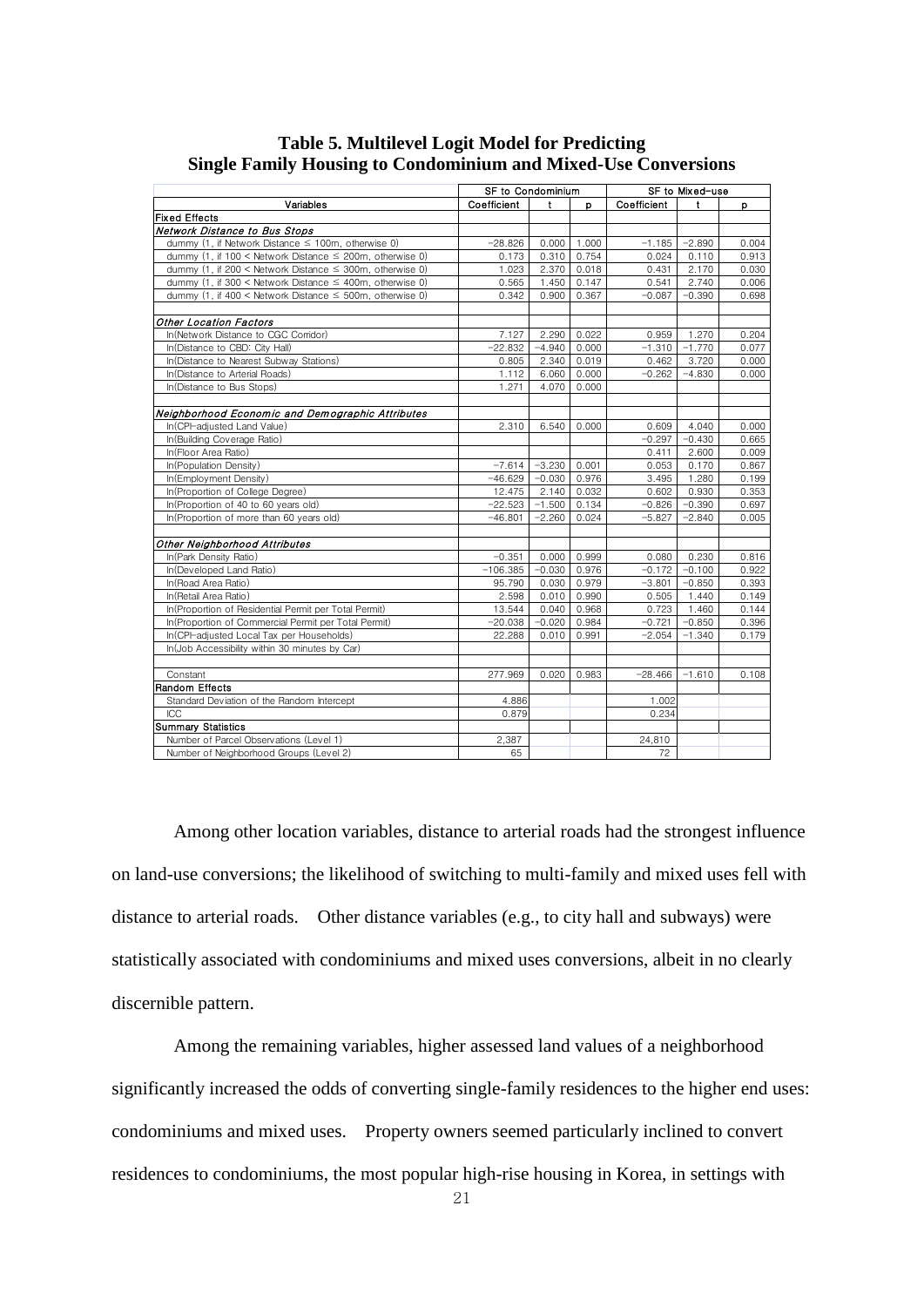**Table 5. Multilevel Logit Model for Predicting Single Family Housing to Condominium and Mixed-Use Conversions**

| Variables | SF to Condominium | | | SF to Mixed-use | | |
|---|---|---|---|---|---|---|
| | Coefficient | t | p | Coefficient | t | p |
| **Fixed Effects** | | | | | | |
| *Network Distance to Bus Stops* | | | | | | |
| dummy (1, if Network Distance ≤ 100m, otherwise 0) | −28.826 | 0.000 | 1.000 | −1.185 | −2.890 | 0.004 |
| dummy (1, if 100 < Network Distance ≤ 200m, otherwise 0) | 0.173 | 0.310 | 0.754 | 0.024 | 0.110 | 0.913 |
| dummy (1, if 200 < Network Distance ≤ 300m, otherwise 0) | 1.023 | 2.370 | 0.018 | 0.431 | 2.170 | 0.030 |
| dummy (1, if 300 < Network Distance ≤ 400m, otherwise 0) | 0.565 | 1.450 | 0.147 | 0.541 | 2.740 | 0.006 |
| dummy (1, if 400 < Network Distance ≤ 500m, otherwise 0) | 0.342 | 0.900 | 0.367 | −0.087 | −0.390 | 0.698 |
| | | | | | | |
| *Other Location Factors* | | | | | | |
| ln(Network Distance to CGC Corridor) | 7.127 | 2.290 | 0.022 | 0.959 | 1.270 | 0.204 |
| ln(Distance to CBD: City Hall) | −22.832 | −4.940 | 0.000 | −1.310 | −1.770 | 0.077 |
| ln(Distance to Nearest Subway Stations) | 0.805 | 2.340 | 0.019 | 0.462 | 3.720 | 0.000 |
| ln(Distance to Arterial Roads) | 1.112 | 6.060 | 0.000 | −0.262 | −4.830 | 0.000 |
| ln(Distance to Bus Stops) | 1.271 | 4.070 | 0.000 | | | |
| | | | | | | |
| *Neighborhood Economic and Demographic Attributes* | | | | | | |
| ln(CPI-adjusted Land Value) | 2.310 | 6.540 | 0.000 | 0.609 | 4.040 | 0.000 |
| ln(Building Coverage Ratio) | | | | −0.297 | −0.430 | 0.665 |
| ln(Floor Area Ratio) | | | | 0.411 | 2.600 | 0.009 |
| ln(Population Density) | −7.614 | −3.230 | 0.001 | 0.053 | 0.170 | 0.867 |
| ln(Employment Density) | −46.629 | −0.030 | 0.976 | 3.495 | 1.280 | 0.199 |
| ln(Proportion of College Degree) | 12.475 | 2.140 | 0.032 | 0.602 | 0.930 | 0.353 |
| ln(Proportion of 40 to 60 years old) | −22.523 | −1.500 | 0.134 | −0.826 | −0.390 | 0.697 |
| ln(Proportion of more than 60 years old) | −46.801 | −2.260 | 0.024 | −5.827 | −2.840 | 0.005 |
| | | | | | | |
| *Other Neighborhood Attributes* | | | | | | |
| ln(Park Density Ratio) | −0.351 | 0.000 | 0.999 | 0.080 | 0.230 | 0.816 |
| ln(Developed Land Ratio) | −106.385 | −0.030 | 0.976 | −0.172 | −0.100 | 0.922 |
| ln(Road Area Ratio) | 95.790 | 0.030 | 0.979 | −3.801 | −0.850 | 0.393 |
| ln(Retail Area Ratio) | 2.598 | 0.010 | 0.990 | 0.505 | 1.440 | 0.149 |
| ln(Proportion of Residential Permit per Total Permit) | 13.544 | 0.040 | 0.968 | 0.723 | 1.460 | 0.144 |
| ln(Proportion of Commercial Permit per Total Permit) | −20.038 | −0.020 | 0.984 | −0.721 | −0.850 | 0.396 |
| ln(CPI-adjusted Local Tax per Households) | 22.288 | 0.010 | 0.991 | −2.054 | −1.340 | 0.179 |
| ln(Job Accessibility within 30 minutes by Car) | | | | | | |
| | | | | | | |
| Constant | 277.969 | 0.020 | 0.983 | −28.466 | −1.610 | 0.108 |
| **Random Effects** | | | | | | |
| Standard Deviation of the Random Intercept | 4.886 | | | 1.002 | | |
| ICC | 0.879 | | | 0.234 | | |
| **Summary Statistics** | | | | | | |
| Number of Parcel Observations (Level 1) | 2,387 | | | 24,810 | | |
| Number of Neighborhood Groups (Level 2) | 65 | | | 72 | | |

Among other location variables, distance to arterial roads had the strongest influence on land-use conversions; the likelihood of switching to multi-family and mixed uses fell with distance to arterial roads. Other distance variables (e.g., to city hall and subways) were statistically associated with condominiums and mixed uses conversions, albeit in no clearly discernible pattern.

Among the remaining variables, higher assessed land values of a neighborhood significantly increased the odds of converting single-family residences to the higher end uses: condominiums and mixed uses. Property owners seemed particularly inclined to convert residences to condominiums, the most popular high-rise housing in Korea, in settings with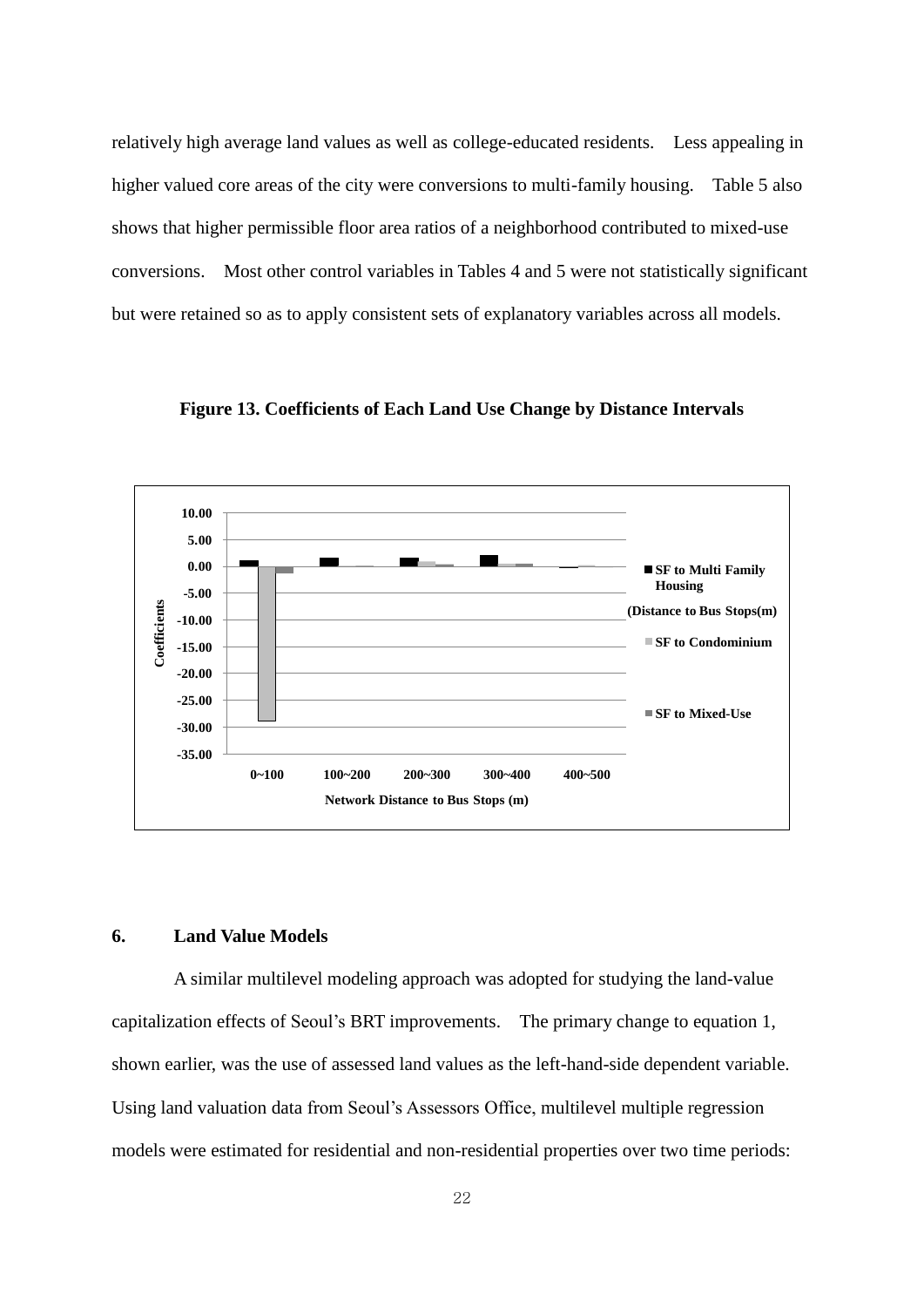relatively high average land values as well as college-educated residents. Less appealing in higher valued core areas of the city were conversions to multi-family housing. Table 5 also shows that higher permissible floor area ratios of a neighborhood contributed to mixed-use conversions. Most other control variables in Tables 4 and 5 were not statistically significant but were retained so as to apply consistent sets of explanatory variables across all models.

**Figure 13. Coefficients of Each Land Use Change by Distance Intervals**

## 6. Land Value Models

A similar multilevel modeling approach was adopted for studying the land-value capitalization effects of Seoul's BRT improvements. The primary change to equation 1, shown earlier, was the use of assessed land values as the left-hand-side dependent variable. Using land valuation data from Seoul's Assessors Office, multilevel multiple regression models were estimated for residential and non-residential properties over two time periods: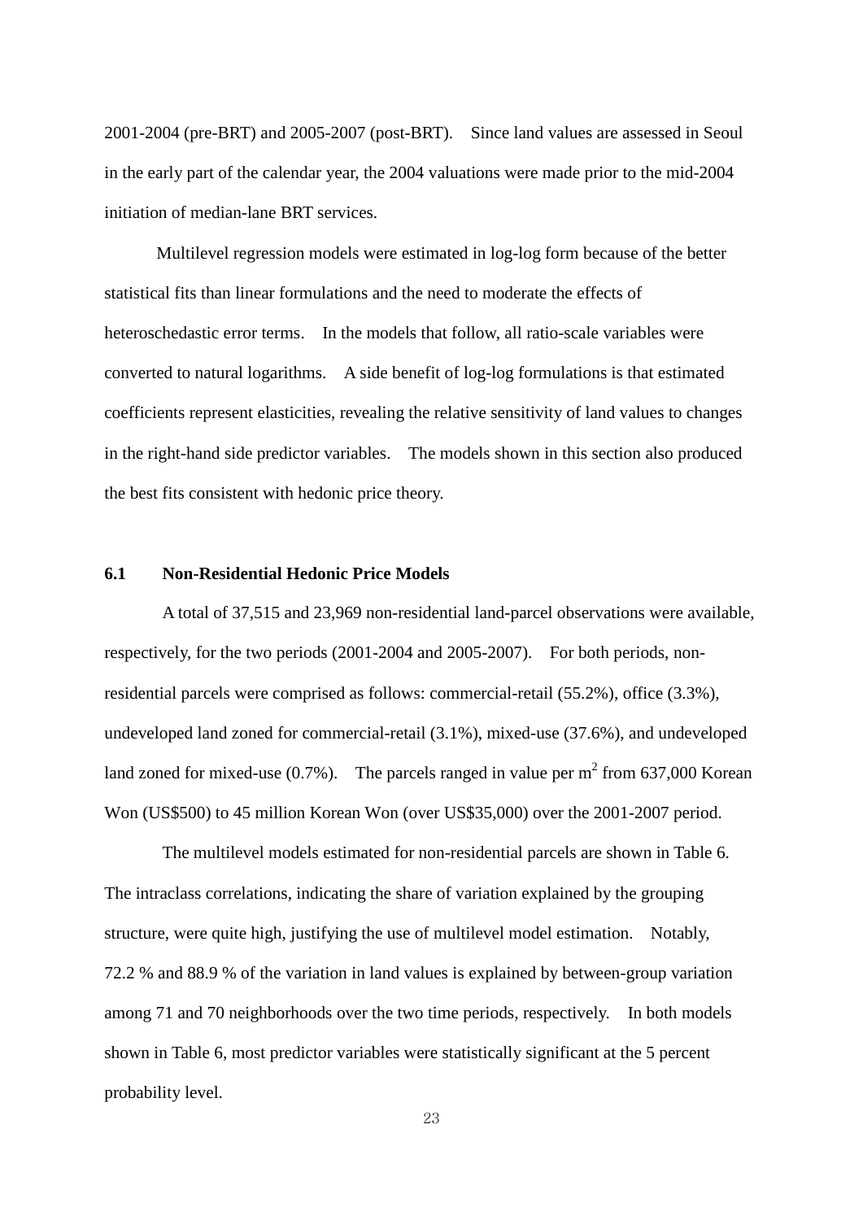2001-2004 (pre-BRT) and 2005-2007 (post-BRT). Since land values are assessed in Seoul in the early part of the calendar year, the 2004 valuations were made prior to the mid-2004 initiation of median-lane BRT services.

Multilevel regression models were estimated in log-log form because of the better statistical fits than linear formulations and the need to moderate the effects of heteroschedastic error terms. In the models that follow, all ratio-scale variables were converted to natural logarithms. A side benefit of log-log formulations is that estimated coefficients represent elasticities, revealing the relative sensitivity of land values to changes in the right-hand side predictor variables. The models shown in this section also produced the best fits consistent with hedonic price theory.

### 6.1 Non-Residential Hedonic Price Models

A total of 37,515 and 23,969 non-residential land-parcel observations were available, respectively, for the two periods (2001-2004 and 2005-2007). For both periods, non-residential parcels were comprised as follows: commercial-retail (55.2%), office (3.3%), undeveloped land zoned for commercial-retail (3.1%), mixed-use (37.6%), and undeveloped land zoned for mixed-use (0.7%). The parcels ranged in value per $m^2$ from 637,000 Korean Won (US$500) to 45 million Korean Won (over US$35,000) over the 2001-2007 period.

The multilevel models estimated for non-residential parcels are shown in Table 6. The intraclass correlations, indicating the share of variation explained by the grouping structure, were quite high, justifying the use of multilevel model estimation. Notably, 72.2 % and 88.9 % of the variation in land values is explained by between-group variation among 71 and 70 neighborhoods over the two time periods, respectively. In both models shown in Table 6, most predictor variables were statistically significant at the 5 percent probability level.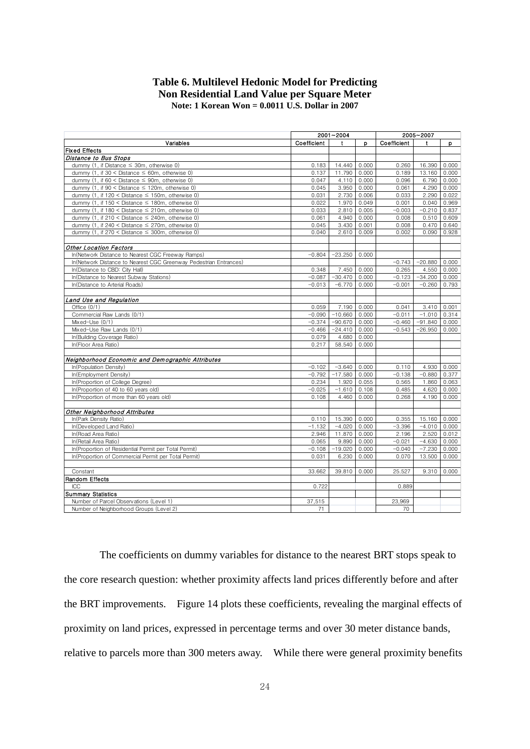# Table 6. Multilevel Hedonic Model for Predicting Non Residential Land Value per Square Meter

**Note: 1 Korean Won = 0.0011 U.S. Dollar in 2007**

| | 2001~2004 | | | 2005~2007 | | |
|---|---|---|---|---|---|---|
| Variables | Coefficient | t | p | Coefficient | t | p |
| **Fixed Effects** | | | | | | |
| ***Distance to Bus Stops*** | | | | | | |
| dummy (1, if Distance ≤ 30m, otherwise 0) | 0.183 | 14.440 | 0.000 | 0.260 | 16.390 | 0.000 |
| dummy (1, if 30 < Distance ≤ 60m, otherwise 0) | 0.137 | 11.790 | 0.000 | 0.189 | 13.160 | 0.000 |
| dummy (1, if 60 < Distance ≤ 90m, otherwise 0) | 0.047 | 4.110 | 0.000 | 0.096 | 6.790 | 0.000 |
| dummy (1, if 90 < Distance ≤ 120m, otherwise 0) | 0.045 | 3.950 | 0.000 | 0.061 | 4.290 | 0.000 |
| dummy (1, if 120 < Distance ≤ 150m, otherwise 0) | 0.031 | 2.730 | 0.006 | 0.033 | 2.290 | 0.022 |
| dummy (1, if 150 < Distance ≤ 180m, otherwise 0) | 0.022 | 1.970 | 0.049 | 0.001 | 0.040 | 0.969 |
| dummy (1, if 180 < Distance ≤ 210m, otherwise 0) | 0.033 | 2.810 | 0.005 | −0.003 | −0.210 | 0.837 |
| dummy (1, if 210 < Distance ≤ 240m, otherwise 0) | 0.061 | 4.940 | 0.000 | 0.008 | 0.510 | 0.609 |
| dummy (1, if 240 < Distance ≤ 270m, otherwise 0) | 0.045 | 3.430 | 0.001 | 0.008 | 0.470 | 0.640 |
| dummy (1, if 270 < Distance ≤ 300m, otherwise 0) | 0.040 | 2.610 | 0.009 | 0.002 | 0.090 | 0.928 |
| | | | | | | |
| ***Other Location Factors*** | | | | | | |
| ln(Network Distance to Nearest CGC Freeway Ramps) | −0.804 | −23.250 | 0.000 | | | |
| ln(Network Distance to Nearest CGC Greenway Pedestrian Entrances) | | | | −0.743 | −20.880 | 0.000 |
| ln(Distance to CBD: City Hall) | 0.348 | 7.450 | 0.000 | 0.265 | 4.550 | 0.000 |
| ln(Distance to Nearest Subway Stations) | −0.087 | −30.470 | 0.000 | −0.123 | −34.200 | 0.000 |
| ln(Distance to Arterial Roads) | −0.013 | −6.770 | 0.000 | −0.001 | −0.260 | 0.793 |
| | | | | | | |
| ***Land Use and Regulation*** | | | | | | |
| Office (0/1) | 0.059 | 7.190 | 0.000 | 0.041 | 3.410 | 0.001 |
| Commercial Raw Lands (0/1) | −0.090 | −10.660 | 0.000 | −0.011 | −1.010 | 0.314 |
| Mixed-Use (0/1) | −0.374 | −90.670 | 0.000 | −0.460 | −91.840 | 0.000 |
| Mixed-Use Raw Lands (0/1) | −0.466 | −24.410 | 0.000 | −0.543 | −26.950 | 0.000 |
| ln(Building Coverage Ratio) | 0.079 | 4.680 | 0.000 | | | |
| ln(Floor Area Ratio) | 0.217 | 58.540 | 0.000 | | | |
| | | | | | | |
| ***Neighborhood Economic and Demographic Attributes*** | | | | | | |
| ln(Population Density) | −0.102 | −3.640 | 0.000 | 0.110 | 4.930 | 0.000 |
| ln(Employment Density) | −0.792 | −17.580 | 0.000 | −0.138 | −0.880 | 0.377 |
| ln(Proportion of College Degree) | 0.234 | 1.920 | 0.055 | 0.565 | 1.860 | 0.063 |
| ln(Proportion of 40 to 60 years old) | −0.025 | −1.610 | 0.108 | 0.485 | 4.620 | 0.000 |
| ln(Proportion of more than 60 years old) | 0.108 | 4.460 | 0.000 | 0.268 | 4.190 | 0.000 |
| | | | | | | |
| ***Other Neighborhood Attributes*** | | | | | | |
| ln(Park Density Ratio) | 0.110 | 15.390 | 0.000 | 0.355 | 15.160 | 0.000 |
| ln(Developed Land Ratio) | −1.132 | −4.020 | 0.000 | −3.396 | −4.010 | 0.000 |
| ln(Road Area Ratio) | 2.946 | 11.870 | 0.000 | 2.196 | 2.520 | 0.012 |
| ln(Retail Area Ratio) | 0.065 | 9.890 | 0.000 | −0.021 | −4.630 | 0.000 |
| ln(Proportion of Residential Permit per Total Permit) | −0.108 | −19.020 | 0.000 | −0.040 | −7.230 | 0.000 |
| ln(Proportion of Commercial Permit per Total Permit) | 0.031 | 6.230 | 0.000 | 0.070 | 13.500 | 0.000 |
| | | | | | | |
| Constant | 33.662 | 39.810 | 0.000 | 25.527 | 9.310 | 0.000 |
| **Random Effects** | | | | | | |
| ICC | 0.722 | | | 0.889 | | |
| **Summary Statistics** | | | | | | |
| Number of Parcel Observations (Level 1) | 37,515 | | | 23,969 | | |
| Number of Neighborhood Groups (Level 2) | 71 | | | 70 | | |

The coefficients on dummy variables for distance to the nearest BRT stops speak to the core research question: whether proximity affects land prices differently before and after the BRT improvements. Figure 14 plots these coefficients, revealing the marginal effects of proximity on land prices, expressed in percentage terms and over 30 meter distance bands, relative to parcels more than 300 meters away. While there were general proximity benefits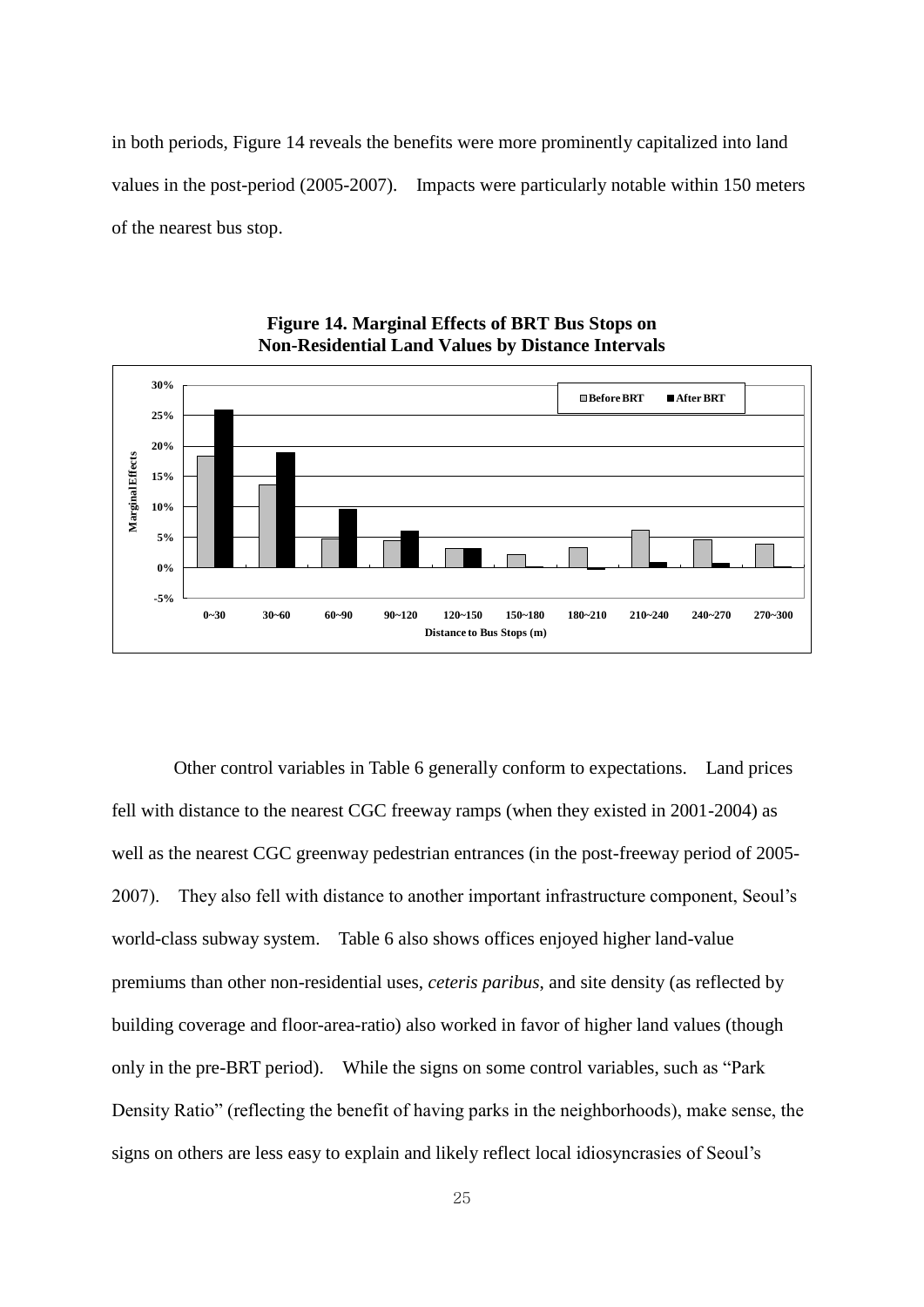in both periods, Figure 14 reveals the benefits were more prominently capitalized into land values in the post-period (2005-2007). Impacts were particularly notable within 150 meters of the nearest bus stop.

**Figure 14. Marginal Effects of BRT Bus Stops on Non-Residential Land Values by Distance Intervals**

Other control variables in Table 6 generally conform to expectations. Land prices fell with distance to the nearest CGC freeway ramps (when they existed in 2001-2004) as well as the nearest CGC greenway pedestrian entrances (in the post-freeway period of 2005-2007). They also fell with distance to another important infrastructure component, Seoul's world-class subway system. Table 6 also shows offices enjoyed higher land-value premiums than other non-residential uses, *ceteris paribus*, and site density (as reflected by building coverage and floor-area-ratio) also worked in favor of higher land values (though only in the pre-BRT period). While the signs on some control variables, such as "Park Density Ratio" (reflecting the benefit of having parks in the neighborhoods), make sense, the signs on others are less easy to explain and likely reflect local idiosyncrasies of Seoul's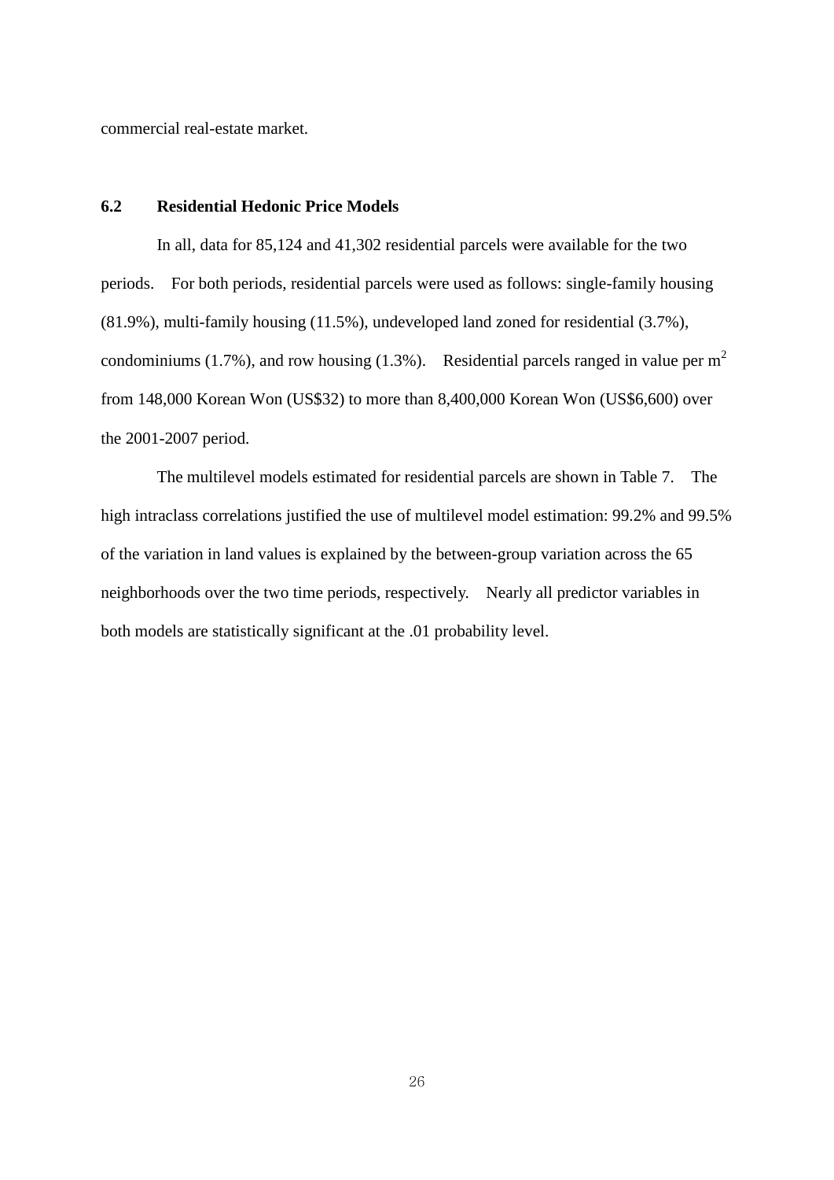commercial real-estate market.

### 6.2 Residential Hedonic Price Models

In all, data for 85,124 and 41,302 residential parcels were available for the two periods. For both periods, residential parcels were used as follows: single-family housing (81.9%), multi-family housing (11.5%), undeveloped land zoned for residential (3.7%), condominiums (1.7%), and row housing (1.3%). Residential parcels ranged in value per $m^2$ from 148,000 Korean Won (US$32) to more than 8,400,000 Korean Won (US$6,600) over the 2001-2007 period.

The multilevel models estimated for residential parcels are shown in Table 7. The high intraclass correlations justified the use of multilevel model estimation: 99.2% and 99.5% of the variation in land values is explained by the between-group variation across the 65 neighborhoods over the two time periods, respectively. Nearly all predictor variables in both models are statistically significant at the .01 probability level.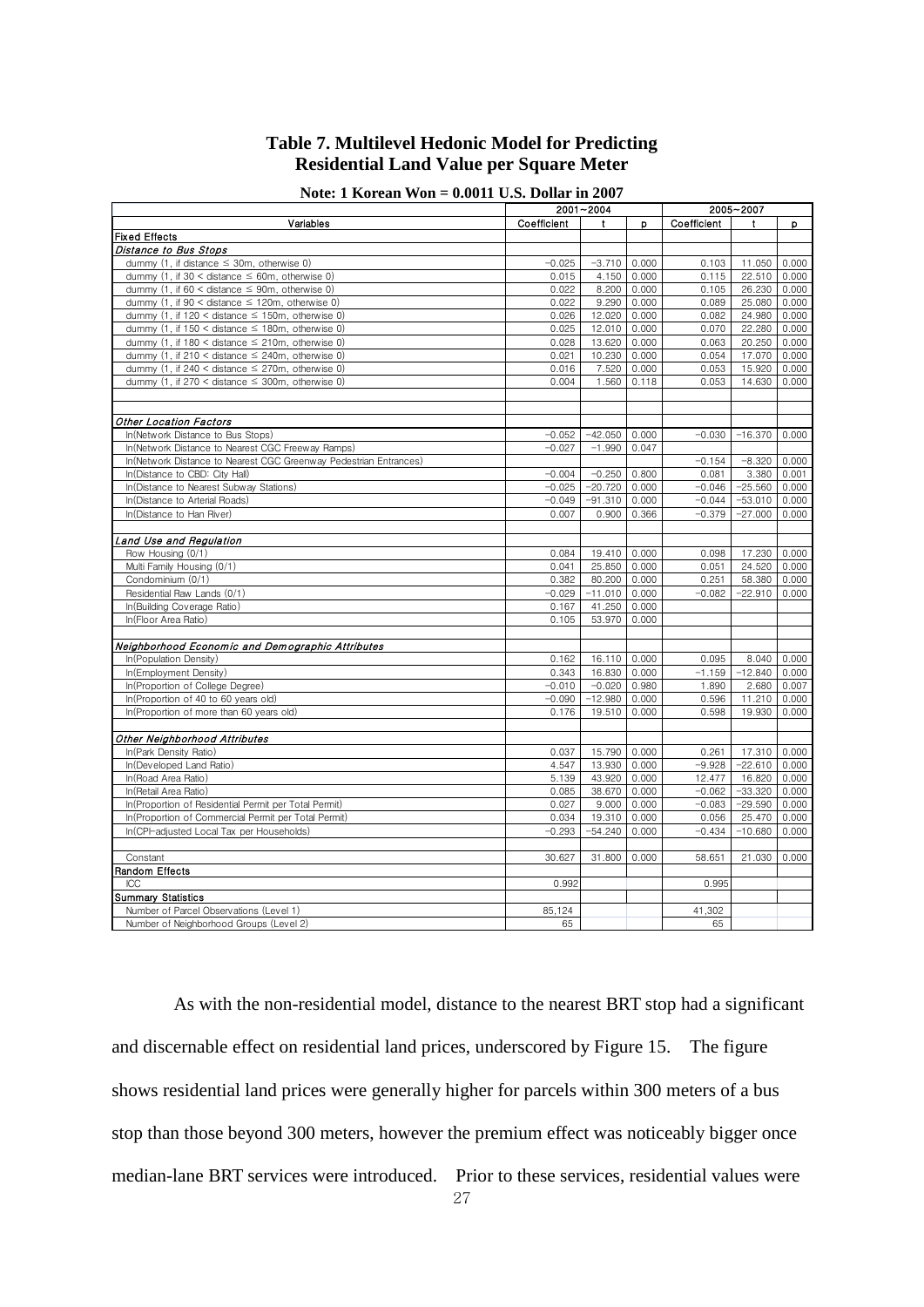# Table 7. Multilevel Hedonic Model for Predicting Residential Land Value per Square Meter

**Note: 1 Korean Won = 0.0011 U.S. Dollar in 2007**

| Variables | 2001~2004 | | | 2005~2007 | | |
|---|---|---|---|---|---|---|
| | Coefficient | t | p | Coefficient | t | p |
| **Fixed Effects** | | | | | | |
| *Distance to Bus Stops* | | | | | | |
| dummy (1, if distance ≤ 30m, otherwise 0) | −0.025 | −3.710 | 0.000 | 0.103 | 11.050 | 0.000 |
| dummy (1, if 30 < distance ≤ 60m, otherwise 0) | 0.015 | 4.150 | 0.000 | 0.115 | 22.510 | 0.000 |
| dummy (1, if 60 < distance ≤ 90m, otherwise 0) | 0.022 | 8.200 | 0.000 | 0.105 | 26.230 | 0.000 |
| dummy (1, if 90 < distance ≤ 120m, otherwise 0) | 0.022 | 9.290 | 0.000 | 0.089 | 25.080 | 0.000 |
| dummy (1, if 120 < distance ≤ 150m, otherwise 0) | 0.026 | 12.020 | 0.000 | 0.082 | 24.980 | 0.000 |
| dummy (1, if 150 < distance ≤ 180m, otherwise 0) | 0.025 | 12.010 | 0.000 | 0.070 | 22.280 | 0.000 |
| dummy (1, if 180 < distance ≤ 210m, otherwise 0) | 0.028 | 13.620 | 0.000 | 0.063 | 20.250 | 0.000 |
| dummy (1, if 210 < distance ≤ 240m, otherwise 0) | 0.021 | 10.230 | 0.000 | 0.054 | 17.070 | 0.000 |
| dummy (1, if 240 < distance ≤ 270m, otherwise 0) | 0.016 | 7.520 | 0.000 | 0.053 | 15.920 | 0.000 |
| dummy (1, if 270 < distance ≤ 300m, otherwise 0) | 0.004 | 1.560 | 0.118 | 0.053 | 14.630 | 0.000 |
| | | | | | | |
| *Other Location Factors* | | | | | | |
| ln(Network Distance to Bus Stops) | −0.052 | −42.050 | 0.000 | −0.030 | −16.370 | 0.000 |
| ln(Network Distance to Nearest CGC Freeway Ramps) | −0.027 | −1.990 | 0.047 | | | |
| ln(Network Distance to Nearest CGC Greenway Pedestrian Entrances) | | | | −0.154 | −8.320 | 0.000 |
| ln(Distance to CBD: City Hall) | −0.004 | −0.250 | 0.800 | 0.081 | 3.380 | 0.001 |
| ln(Distance to Nearest Subway Stations) | −0.025 | −20.720 | 0.000 | −0.046 | −25.560 | 0.000 |
| ln(Distance to Arterial Roads) | −0.049 | −91.310 | 0.000 | −0.044 | −53.010 | 0.000 |
| ln(Distance to Han River) | 0.007 | 0.900 | 0.366 | −0.379 | −27.000 | 0.000 |
| | | | | | | |
| *Land Use and Regulation* | | | | | | |
| Row Housing (0/1) | 0.084 | 19.410 | 0.000 | 0.098 | 17.230 | 0.000 |
| Multi Family Housing (0/1) | 0.041 | 25.850 | 0.000 | 0.051 | 24.520 | 0.000 |
| Condominium (0/1) | 0.382 | 80.200 | 0.000 | 0.251 | 58.380 | 0.000 |
| Residential Raw Lands (0/1) | −0.029 | −11.010 | 0.000 | −0.082 | −22.910 | 0.000 |
| ln(Building Coverage Ratio) | 0.167 | 41.250 | 0.000 | | | |
| ln(Floor Area Ratio) | 0.105 | 53.970 | 0.000 | | | |
| | | | | | | |
| *Neighborhood Economic and Demographic Attributes* | | | | | | |
| ln(Population Density) | 0.162 | 16.110 | 0.000 | 0.095 | 8.040 | 0.000 |
| ln(Employment Density) | 0.343 | 16.830 | 0.000 | −1.159 | −12.840 | 0.000 |
| ln(Proportion of College Degree) | −0.010 | −0.020 | 0.980 | 1.890 | 2.680 | 0.007 |
| ln(Proportion of 40 to 60 years old) | −0.090 | −12.980 | 0.000 | 0.596 | 11.210 | 0.000 |
| ln(Proportion of more than 60 years old) | 0.176 | 19.510 | 0.000 | 0.598 | 19.930 | 0.000 |
| | | | | | | |
| *Other Neighborhood Attributes* | | | | | | |
| ln(Park Density Ratio) | 0.037 | 15.790 | 0.000 | 0.261 | 17.310 | 0.000 |
| ln(Developed Land Ratio) | 4.547 | 13.930 | 0.000 | −9.928 | −22.610 | 0.000 |
| ln(Road Area Ratio) | 5.139 | 43.920 | 0.000 | 12.477 | 16.820 | 0.000 |
| ln(Retail Area Ratio) | 0.085 | 38.670 | 0.000 | −0.062 | −33.320 | 0.000 |
| ln(Proportion of Residential Permit per Total Permit) | 0.027 | 9.000 | 0.000 | −0.083 | −29.590 | 0.000 |
| ln(Proportion of Commercial Permit per Total Permit) | 0.034 | 19.310 | 0.000 | 0.056 | 25.470 | 0.000 |
| ln(CPI-adjusted Local Tax per Households) | −0.293 | −54.240 | 0.000 | −0.434 | −10.680 | 0.000 |
| | | | | | | |
| Constant | 30.627 | 31.800 | 0.000 | 58.651 | 21.030 | 0.000 |
| **Random Effects** | | | | | | |
| ICC | 0.992 | | | 0.995 | | |
| **Summary Statistics** | | | | | | |
| Number of Parcel Observations (Level 1) | 85,124 | | | 41,302 | | |
| Number of Neighborhood Groups (Level 2) | 65 | | | 65 | | |

As with the non-residential model, distance to the nearest BRT stop had a significant and discernable effect on residential land prices, underscored by Figure 15. The figure shows residential land prices were generally higher for parcels within 300 meters of a bus stop than those beyond 300 meters, however the premium effect was noticeably bigger once median-lane BRT services were introduced. Prior to these services, residential values were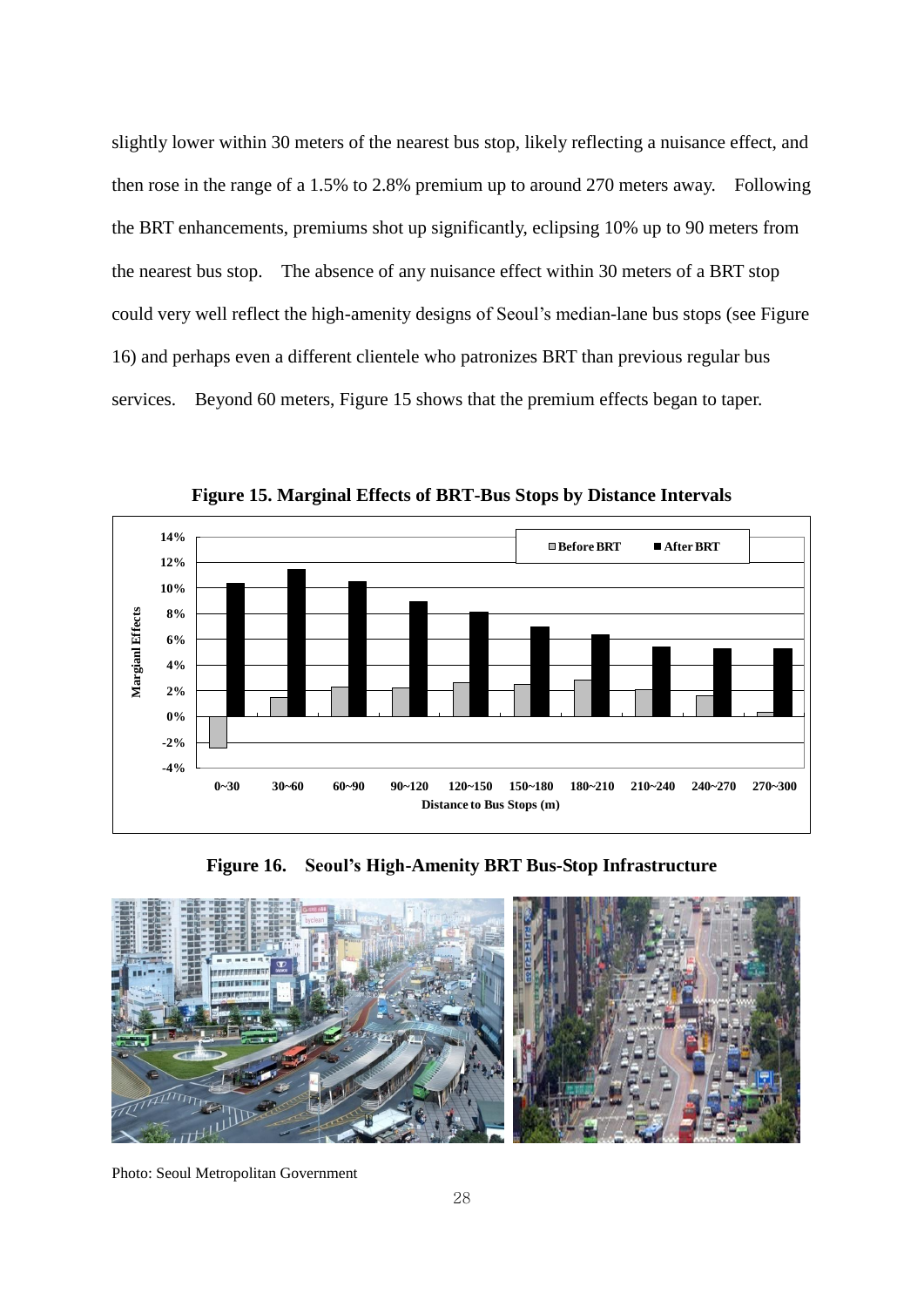slightly lower within 30 meters of the nearest bus stop, likely reflecting a nuisance effect, and then rose in the range of a 1.5% to 2.8% premium up to around 270 meters away. Following the BRT enhancements, premiums shot up significantly, eclipsing 10% up to 90 meters from the nearest bus stop. The absence of any nuisance effect within 30 meters of a BRT stop could very well reflect the high-amenity designs of Seoul's median-lane bus stops (see Figure 16) and perhaps even a different clientele who patronizes BRT than previous regular bus services. Beyond 60 meters, Figure 15 shows that the premium effects began to taper.

**Figure 15. Marginal Effects of BRT-Bus Stops by Distance Intervals**

**Figure 16. Seoul's High-Amenity BRT Bus-Stop Infrastructure**

Photo: Seoul Metropolitan Government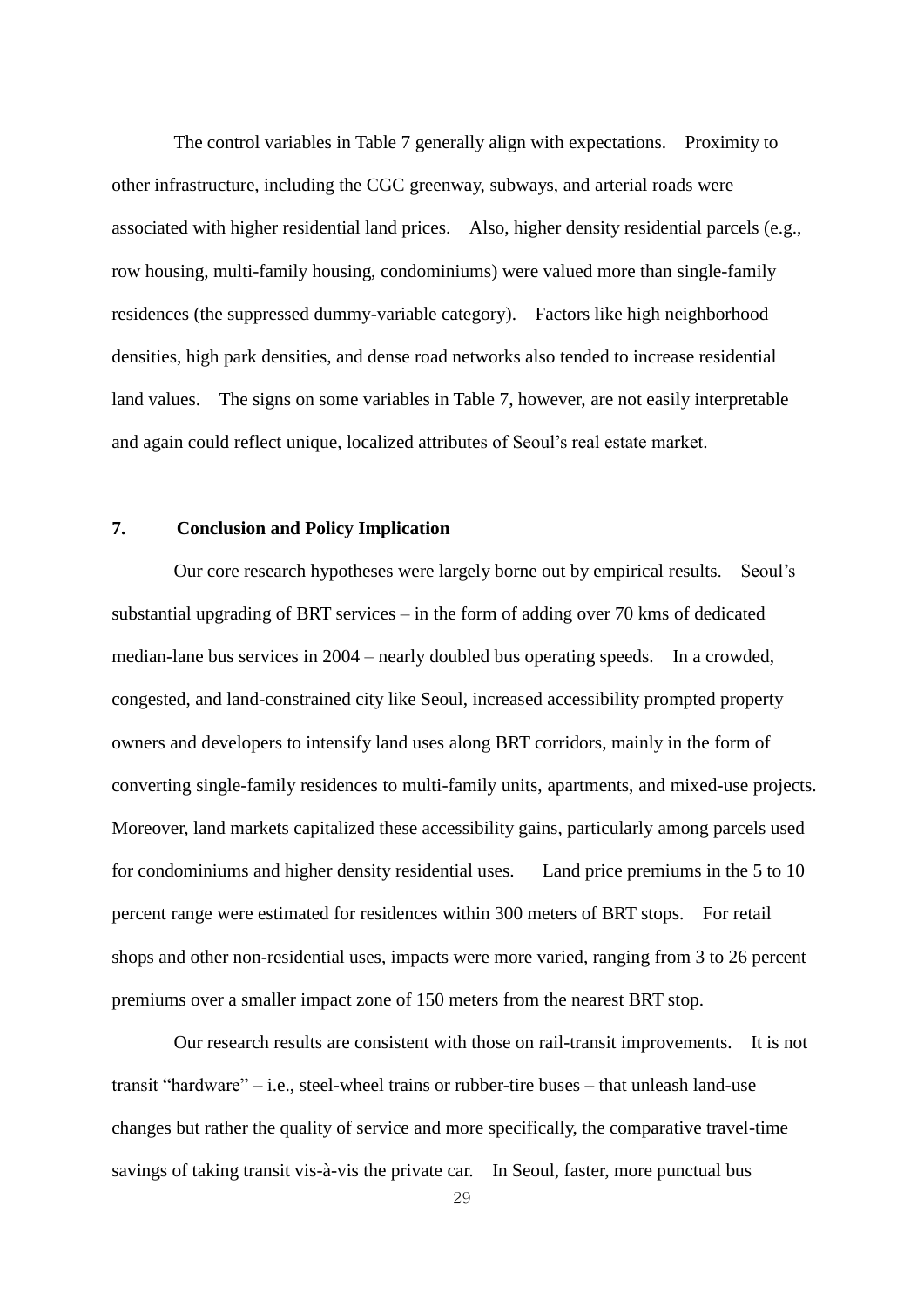The control variables in Table 7 generally align with expectations. Proximity to other infrastructure, including the CGC greenway, subways, and arterial roads were associated with higher residential land prices. Also, higher density residential parcels (e.g., row housing, multi-family housing, condominiums) were valued more than single-family residences (the suppressed dummy-variable category). Factors like high neighborhood densities, high park densities, and dense road networks also tended to increase residential land values. The signs on some variables in Table 7, however, are not easily interpretable and again could reflect unique, localized attributes of Seoul's real estate market.

## 7. Conclusion and Policy Implication

Our core research hypotheses were largely borne out by empirical results. Seoul's substantial upgrading of BRT services – in the form of adding over 70 kms of dedicated median-lane bus services in 2004 – nearly doubled bus operating speeds. In a crowded, congested, and land-constrained city like Seoul, increased accessibility prompted property owners and developers to intensify land uses along BRT corridors, mainly in the form of converting single-family residences to multi-family units, apartments, and mixed-use projects. Moreover, land markets capitalized these accessibility gains, particularly among parcels used for condominiums and higher density residential uses. Land price premiums in the 5 to 10 percent range were estimated for residences within 300 meters of BRT stops. For retail shops and other non-residential uses, impacts were more varied, ranging from 3 to 26 percent premiums over a smaller impact zone of 150 meters from the nearest BRT stop.

Our research results are consistent with those on rail-transit improvements. It is not transit "hardware" – i.e., steel-wheel trains or rubber-tire buses – that unleash land-use changes but rather the quality of service and more specifically, the comparative travel-time savings of taking transit vis-à-vis the private car. In Seoul, faster, more punctual bus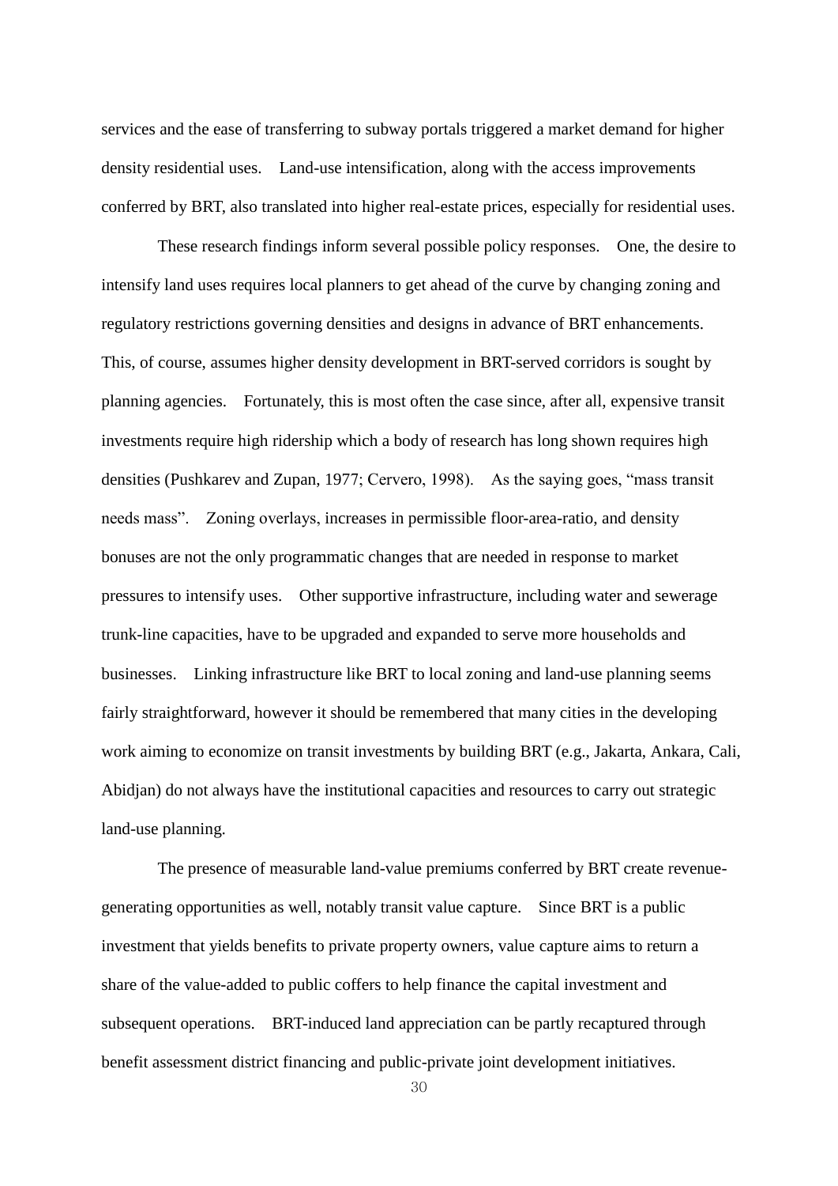services and the ease of transferring to subway portals triggered a market demand for higher density residential uses. Land-use intensification, along with the access improvements conferred by BRT, also translated into higher real-estate prices, especially for residential uses.

These research findings inform several possible policy responses. One, the desire to intensify land uses requires local planners to get ahead of the curve by changing zoning and regulatory restrictions governing densities and designs in advance of BRT enhancements. This, of course, assumes higher density development in BRT-served corridors is sought by planning agencies. Fortunately, this is most often the case since, after all, expensive transit investments require high ridership which a body of research has long shown requires high densities (Pushkarev and Zupan, 1977; Cervero, 1998). As the saying goes, "mass transit needs mass". Zoning overlays, increases in permissible floor-area-ratio, and density bonuses are not the only programmatic changes that are needed in response to market pressures to intensify uses. Other supportive infrastructure, including water and sewerage trunk-line capacities, have to be upgraded and expanded to serve more households and businesses. Linking infrastructure like BRT to local zoning and land-use planning seems fairly straightforward, however it should be remembered that many cities in the developing work aiming to economize on transit investments by building BRT (e.g., Jakarta, Ankara, Cali, Abidjan) do not always have the institutional capacities and resources to carry out strategic land-use planning.

The presence of measurable land-value premiums conferred by BRT create revenue-generating opportunities as well, notably transit value capture. Since BRT is a public investment that yields benefits to private property owners, value capture aims to return a share of the value-added to public coffers to help finance the capital investment and subsequent operations. BRT-induced land appreciation can be partly recaptured through benefit assessment district financing and public-private joint development initiatives.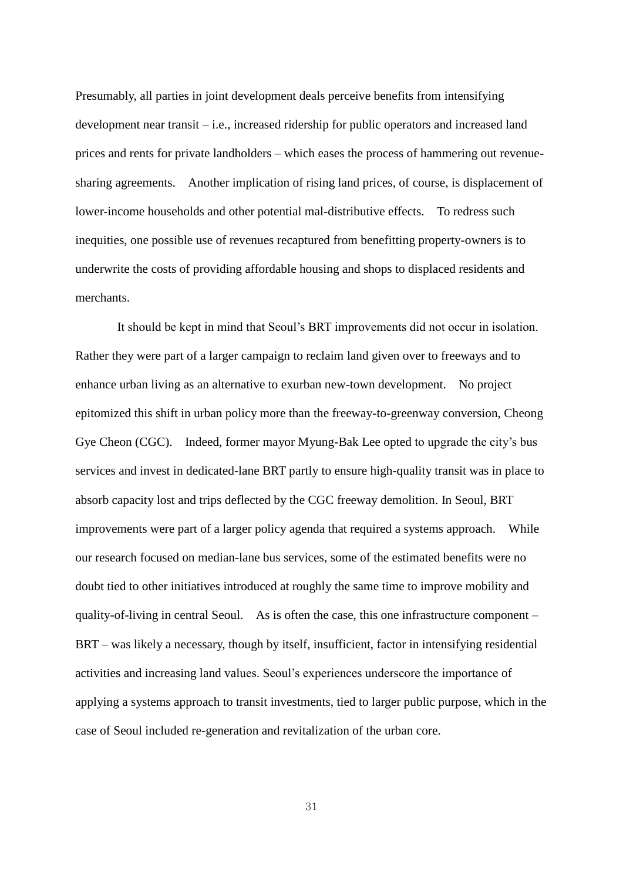Presumably, all parties in joint development deals perceive benefits from intensifying development near transit – i.e., increased ridership for public operators and increased land prices and rents for private landholders – which eases the process of hammering out revenue-sharing agreements. Another implication of rising land prices, of course, is displacement of lower-income households and other potential mal-distributive effects. To redress such inequities, one possible use of revenues recaptured from benefitting property-owners is to underwrite the costs of providing affordable housing and shops to displaced residents and merchants.

It should be kept in mind that Seoul's BRT improvements did not occur in isolation. Rather they were part of a larger campaign to reclaim land given over to freeways and to enhance urban living as an alternative to exurban new-town development. No project epitomized this shift in urban policy more than the freeway-to-greenway conversion, Cheong Gye Cheon (CGC). Indeed, former mayor Myung-Bak Lee opted to upgrade the city's bus services and invest in dedicated-lane BRT partly to ensure high-quality transit was in place to absorb capacity lost and trips deflected by the CGC freeway demolition. In Seoul, BRT improvements were part of a larger policy agenda that required a systems approach. While our research focused on median-lane bus services, some of the estimated benefits were no doubt tied to other initiatives introduced at roughly the same time to improve mobility and quality-of-living in central Seoul. As is often the case, this one infrastructure component – BRT – was likely a necessary, though by itself, insufficient, factor in intensifying residential activities and increasing land values. Seoul's experiences underscore the importance of applying a systems approach to transit investments, tied to larger public purpose, which in the case of Seoul included re-generation and revitalization of the urban core.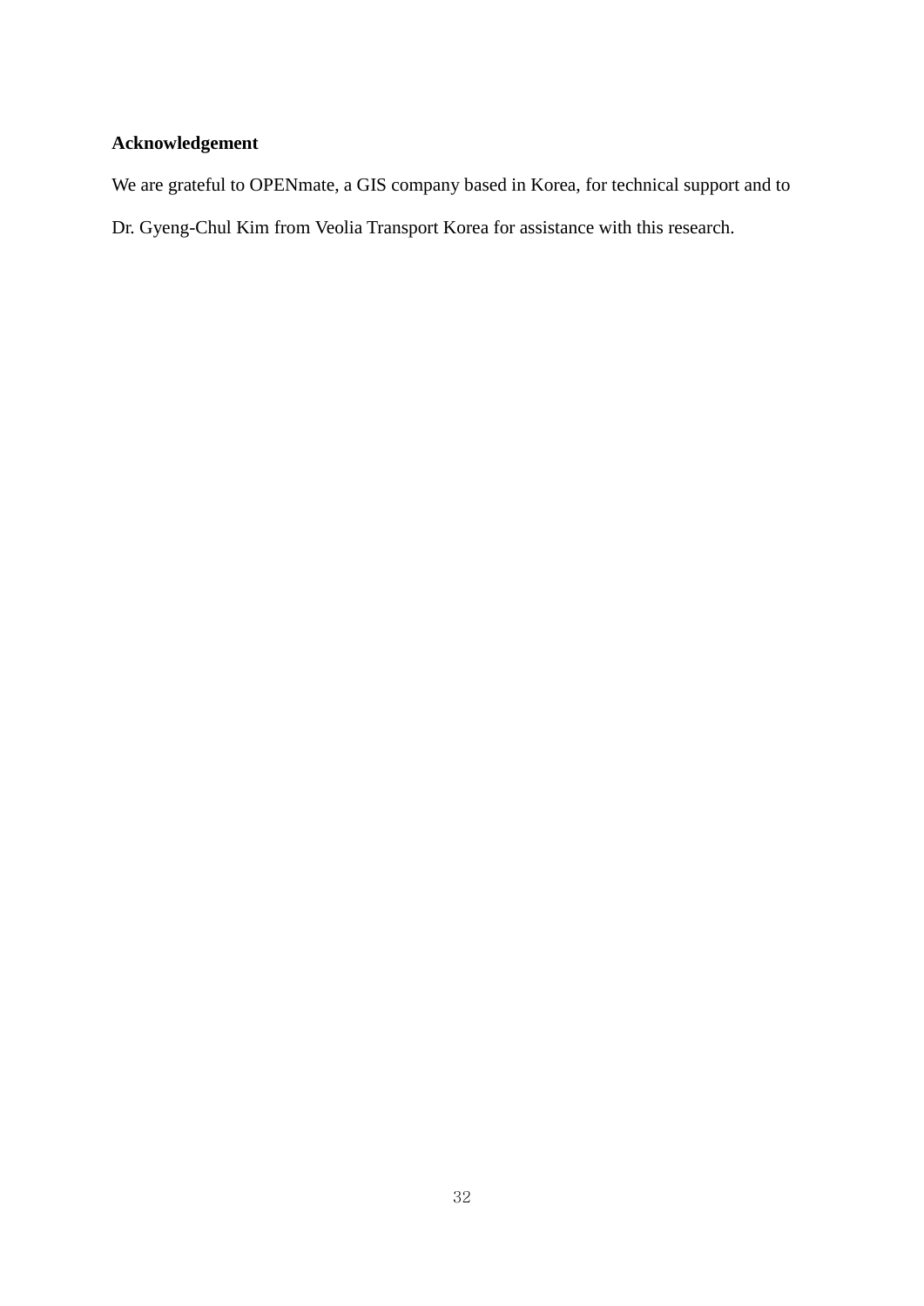**Acknowledgement**

We are grateful to OPENmate, a GIS company based in Korea, for technical support and to Dr. Gyeng-Chul Kim from Veolia Transport Korea for assistance with this research.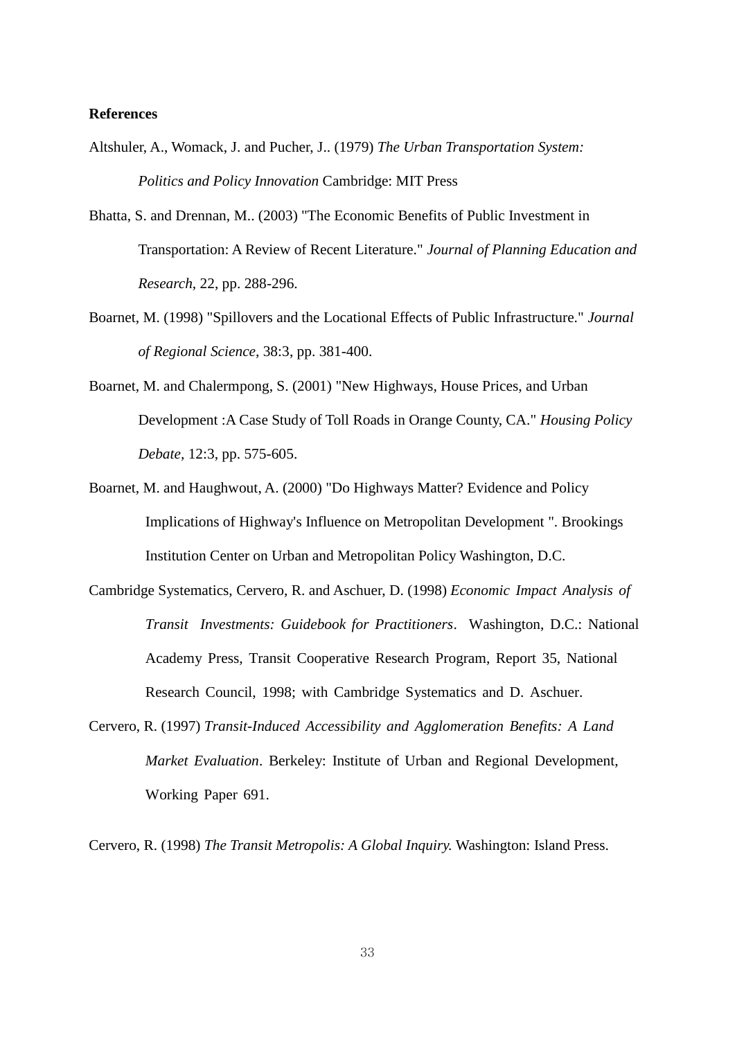**References**

Altshuler, A., Womack, J. and Pucher, J.. (1979) *The Urban Transportation System: Politics and Policy Innovation* Cambridge: MIT Press

Bhatta, S. and Drennan, M.. (2003) "The Economic Benefits of Public Investment in Transportation: A Review of Recent Literature." *Journal of Planning Education and Research*, 22, pp. 288-296.

Boarnet, M. (1998) "Spillovers and the Locational Effects of Public Infrastructure." *Journal of Regional Science*, 38:3, pp. 381-400.

Boarnet, M. and Chalermpong, S. (2001) "New Highways, House Prices, and Urban Development :A Case Study of Toll Roads in Orange County, CA." *Housing Policy Debate*, 12:3, pp. 575-605.

Boarnet, M. and Haughwout, A. (2000) "Do Highways Matter? Evidence and Policy Implications of Highway's Influence on Metropolitan Development ". Brookings Institution Center on Urban and Metropolitan Policy Washington, D.C.

Cambridge Systematics, Cervero, R. and Aschuer, D. (1998) *Economic Impact Analysis of Transit Investments: Guidebook for Practitioners*. Washington, D.C.: National Academy Press, Transit Cooperative Research Program, Report 35, National Research Council, 1998; with Cambridge Systematics and D. Aschuer.

Cervero, R. (1997) *Transit-Induced Accessibility and Agglomeration Benefits: A Land Market Evaluation*. Berkeley: Institute of Urban and Regional Development, Working Paper 691.

Cervero, R. (1998) *The Transit Metropolis: A Global Inquiry.* Washington: Island Press.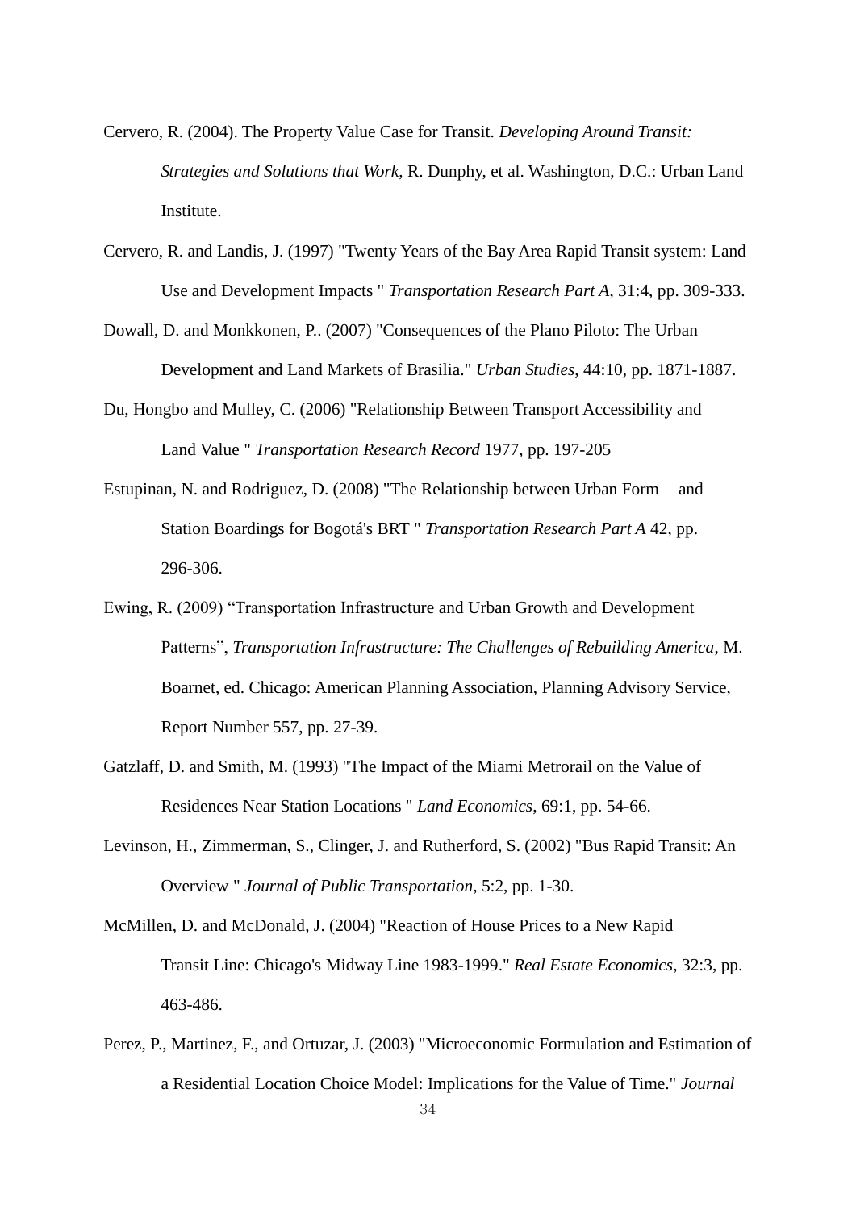Cervero, R. (2004). The Property Value Case for Transit. *Developing Around Transit: Strategies and Solutions that Work*, R. Dunphy, et al. Washington, D.C.: Urban Land Institute.

Cervero, R. and Landis, J. (1997) "Twenty Years of the Bay Area Rapid Transit system: Land Use and Development Impacts " *Transportation Research Part A*, 31:4, pp. 309-333.

Dowall, D. and Monkkonen, P.. (2007) "Consequences of the Plano Piloto: The Urban Development and Land Markets of Brasilia." *Urban Studies*, 44:10, pp. 1871-1887.

Du, Hongbo and Mulley, C. (2006) "Relationship Between Transport Accessibility and Land Value " *Transportation Research Record* 1977, pp. 197-205

Estupinan, N. and Rodriguez, D. (2008) "The Relationship between Urban Form and Station Boardings for Bogotá's BRT " *Transportation Research Part A* 42, pp. 296-306.

Ewing, R. (2009) "Transportation Infrastructure and Urban Growth and Development Patterns", *Transportation Infrastructure: The Challenges of Rebuilding America*, M. Boarnet, ed. Chicago: American Planning Association, Planning Advisory Service, Report Number 557, pp. 27-39.

Gatzlaff, D. and Smith, M. (1993) "The Impact of the Miami Metrorail on the Value of Residences Near Station Locations " *Land Economics*, 69:1, pp. 54-66.

Levinson, H., Zimmerman, S., Clinger, J. and Rutherford, S. (2002) "Bus Rapid Transit: An Overview " *Journal of Public Transportation*, 5:2, pp. 1-30.

McMillen, D. and McDonald, J. (2004) "Reaction of House Prices to a New Rapid Transit Line: Chicago's Midway Line 1983-1999." *Real Estate Economics*, 32:3, pp. 463-486.

Perez, P., Martinez, F., and Ortuzar, J. (2003) "Microeconomic Formulation and Estimation of a Residential Location Choice Model: Implications for the Value of Time." *Journal*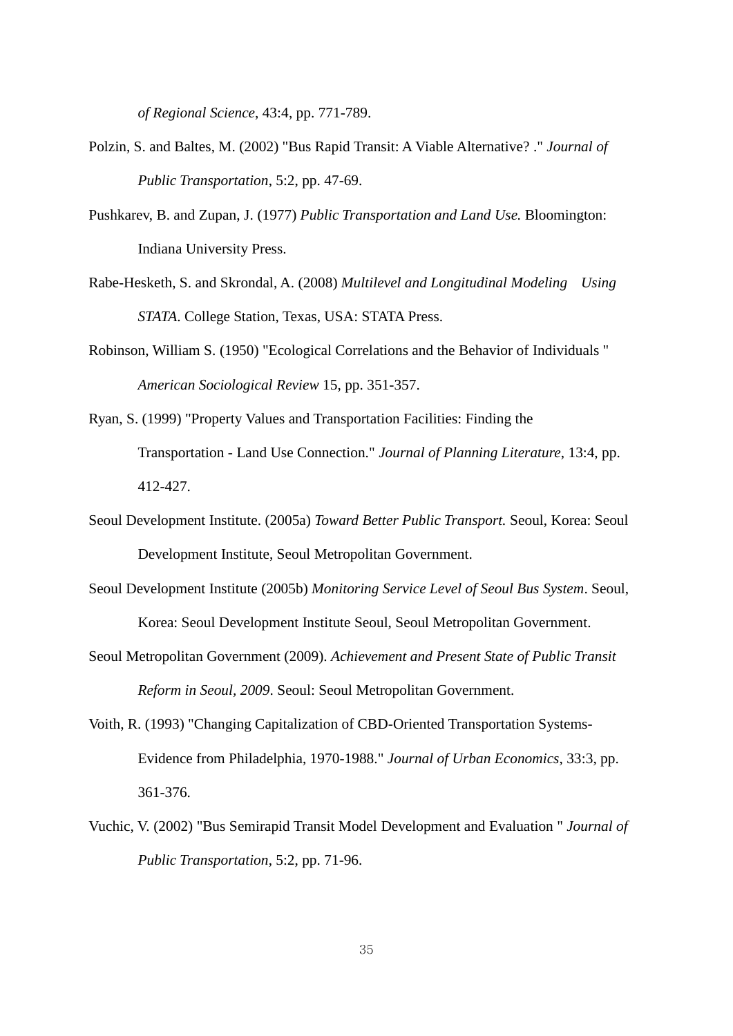*of Regional Science*, 43:4, pp. 771-789.

Polzin, S. and Baltes, M. (2002) "Bus Rapid Transit: A Viable Alternative? ." *Journal of Public Transportation*, 5:2, pp. 47-69.

Pushkarev, B. and Zupan, J. (1977) *Public Transportation and Land Use.* Bloomington: Indiana University Press.

Rabe-Hesketh, S. and Skrondal, A. (2008) *Multilevel and Longitudinal Modeling Using STATA.* College Station, Texas, USA: STATA Press.

Robinson, William S. (1950) "Ecological Correlations and the Behavior of Individuals " *American Sociological Review* 15, pp. 351-357.

Ryan, S. (1999) "Property Values and Transportation Facilities: Finding the Transportation - Land Use Connection." *Journal of Planning Literature*, 13:4, pp. 412-427.

Seoul Development Institute. (2005a) *Toward Better Public Transport.* Seoul, Korea: Seoul Development Institute, Seoul Metropolitan Government.

Seoul Development Institute (2005b) *Monitoring Service Level of Seoul Bus System*. Seoul, Korea: Seoul Development Institute Seoul, Seoul Metropolitan Government.

Seoul Metropolitan Government (2009). *Achievement and Present State of Public Transit Reform in Seoul, 2009.* Seoul: Seoul Metropolitan Government.

Voith, R. (1993) "Changing Capitalization of CBD-Oriented Transportation Systems-Evidence from Philadelphia, 1970-1988." *Journal of Urban Economics*, 33:3, pp. 361-376.

Vuchic, V. (2002) "Bus Semirapid Transit Model Development and Evaluation " *Journal of Public Transportation*, 5:2, pp. 71-96.